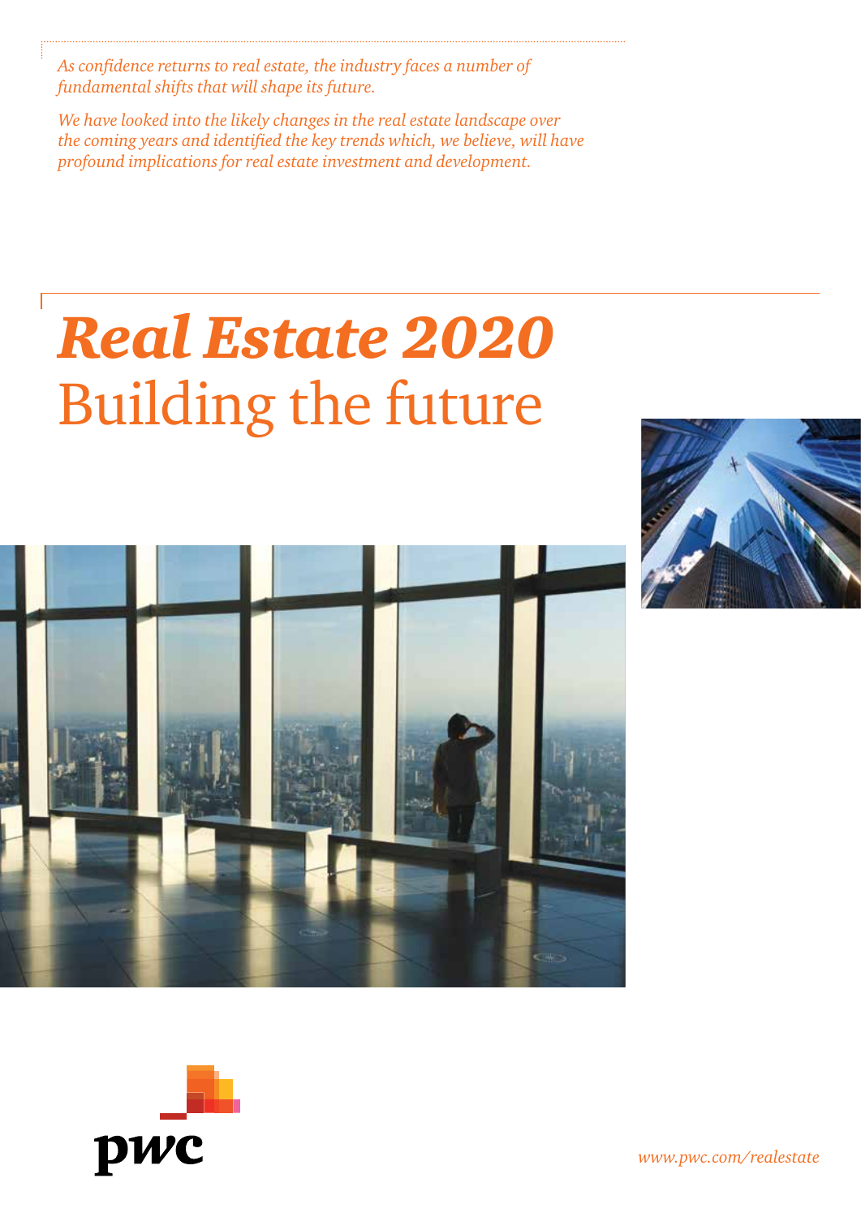*As confidence returns to real estate, the industry faces a number of fundamental shifts that will shape its future.*

*We have looked into the likely changes in the real estate landscape over the coming years and identified the key trends which, we believe, will have profound implications for real estate investment and development.*

# *Real Estate 2020*
# Building the future

pwc

*www.pwc.com/realestate*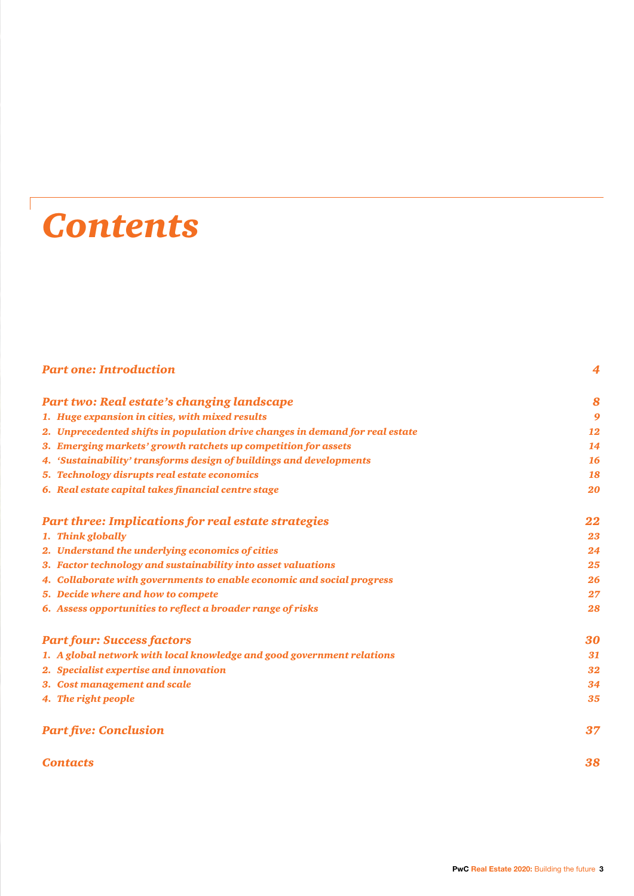# Contents

| | |
|---|---|
| ***Part one: Introduction*** | ***4*** |
| ***Part two: Real estate's changing landscape*** | ***8*** |
| *1. Huge expansion in cities, with mixed results* | *9* |
| *2. Unprecedented shifts in population drive changes in demand for real estate* | *12* |
| *3. Emerging markets' growth ratchets up competition for assets* | *14* |
| *4. 'Sustainability' transforms design of buildings and developments* | *16* |
| *5. Technology disrupts real estate economics* | *18* |
| *6. Real estate capital takes financial centre stage* | *20* |
| ***Part three: Implications for real estate strategies*** | ***22*** |
| *1. Think globally* | *23* |
| *2. Understand the underlying economics of cities* | *24* |
| *3. Factor technology and sustainability into asset valuations* | *25* |
| *4. Collaborate with governments to enable economic and social progress* | *26* |
| *5. Decide where and how to compete* | *27* |
| *6. Assess opportunities to reflect a broader range of risks* | *28* |
| ***Part four: Success factors*** | ***30*** |
| *1. A global network with local knowledge and good government relations* | *31* |
| *2. Specialist expertise and innovation* | *32* |
| *3. Cost management and scale* | *34* |
| *4. The right people* | *35* |
| ***Part five: Conclusion*** | ***37*** |
| ***Contacts*** | ***38*** |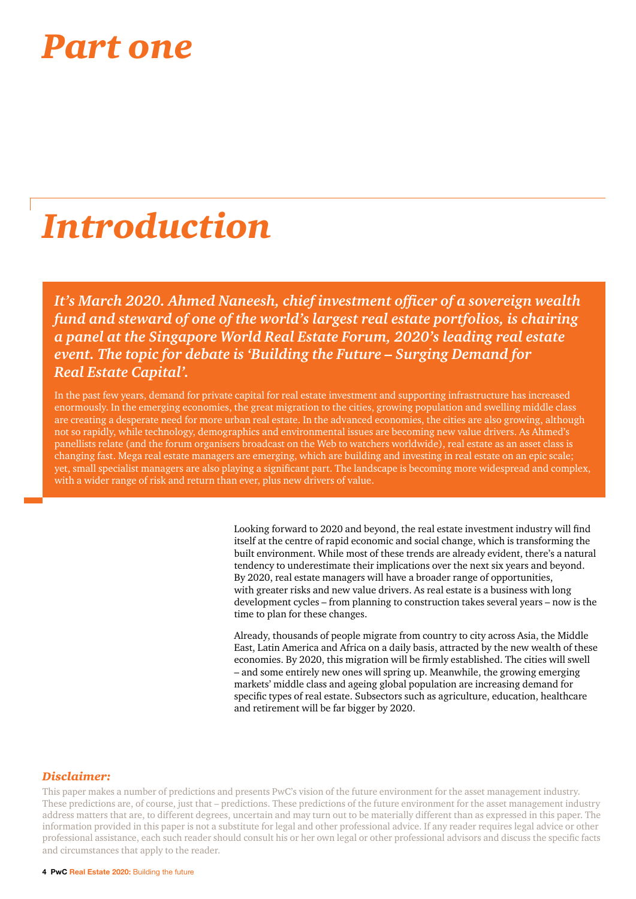# Part one

# Introduction

***It's March 2020. Ahmed Naneesh, chief investment officer of a sovereign wealth fund and steward of one of the world's largest real estate portfolios, is chairing a panel at the Singapore World Real Estate Forum, 2020's leading real estate event. The topic for debate is 'Building the Future – Surging Demand for Real Estate Capital'.***

In the past few years, demand for private capital for real estate investment and supporting infrastructure has increased enormously. In the emerging economies, the great migration to the cities, growing population and swelling middle class are creating a desperate need for more urban real estate. In the advanced economies, the cities are also growing, although not so rapidly, while technology, demographics and environmental issues are becoming new value drivers. As Ahmed's panellists relate (and the forum organisers broadcast on the Web to watchers worldwide), real estate as an asset class is changing fast. Mega real estate managers are emerging, which are building and investing in real estate on an epic scale; yet, small specialist managers are also playing a significant part. The landscape is becoming more widespread and complex, with a wider range of risk and return than ever, plus new drivers of value.

Looking forward to 2020 and beyond, the real estate investment industry will find itself at the centre of rapid economic and social change, which is transforming the built environment. While most of these trends are already evident, there's a natural tendency to underestimate their implications over the next six years and beyond. By 2020, real estate managers will have a broader range of opportunities, with greater risks and new value drivers. As real estate is a business with long development cycles – from planning to construction takes several years – now is the time to plan for these changes.

Already, thousands of people migrate from country to city across Asia, the Middle East, Latin America and Africa on a daily basis, attracted by the new wealth of these economies. By 2020, this migration will be firmly established. The cities will swell – and some entirely new ones will spring up. Meanwhile, the growing emerging markets' middle class and ageing global population are increasing demand for specific types of real estate. Subsectors such as agriculture, education, healthcare and retirement will be far bigger by 2020.

***Disclaimer:***

This paper makes a number of predictions and presents PwC's vision of the future environment for the asset management industry. These predictions are, of course, just that – predictions. These predictions of the future environment for the asset management industry address matters that are, to different degrees, uncertain and may turn out to be materially different than as expressed in this paper. The information provided in this paper is not a substitute for legal and other professional advice. If any reader requires legal advice or other professional assistance, each such reader should consult his or her own legal or other professional advisors and discuss the specific facts and circumstances that apply to the reader.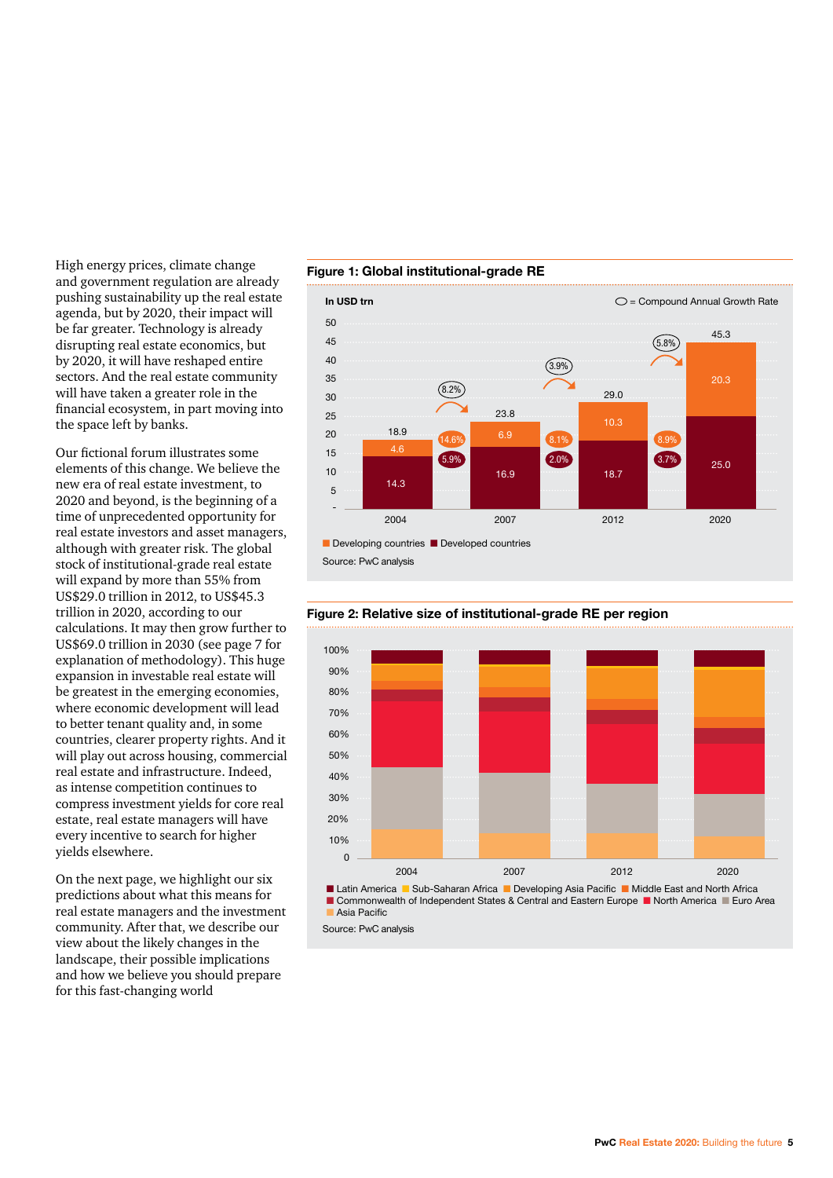High energy prices, climate change and government regulation are already pushing sustainability up the real estate agenda, but by 2020, their impact will be far greater. Technology is already disrupting real estate economics, but by 2020, it will have reshaped entire sectors. And the real estate community will have taken a greater role in the financial ecosystem, in part moving into the space left by banks.

Our fictional forum illustrates some elements of this change. We believe the new era of real estate investment, to 2020 and beyond, is the beginning of a time of unprecedented opportunity for real estate investors and asset managers, although with greater risk. The global stock of institutional-grade real estate will expand by more than 55% from US$29.0 trillion in 2012, to US$45.3 trillion in 2020, according to our calculations. It may then grow further to US$69.0 trillion in 2030 (see page 7 for explanation of methodology). This huge expansion in investable real estate will be greatest in the emerging economies, where economic development will lead to better tenant quality and, in some countries, clearer property rights. And it will play out across housing, commercial real estate and infrastructure. Indeed, as intense competition continues to compress investment yields for core real estate, real estate managers will have every incentive to search for higher yields elsewhere.

On the next page, we highlight our six predictions about what this means for real estate managers and the investment community. After that, we describe our view about the likely changes in the landscape, their possible implications and how we believe you should prepare for this fast-changing world

**Figure 1: Global institutional-grade RE**

In USD trn

| | 2004 | 2007 | 2012 | 2020 |
|---|---|---|---|---|
| Developing countries | 4.6 | 6.9 | 10.3 | 20.3 |
| Developed countries | 14.3 | 16.9 | 18.7 | 25.0 |
| Total | 18.9 | 23.8 | 29.0 | 45.3 |

Compound Annual Growth Rate:

| Period | Total | Developing countries | Developed countries |
|---|---|---|---|
| 2004–2007 | 8.2% | 14.6% | 5.9% |
| 2007–2012 | 3.9% | 8.1% | 2.0% |
| 2012–2020 | 5.8% | 8.9% | 3.7% |

Source: PwC analysis

**Figure 2: Relative size of institutional-grade RE per region**

Years: 2004, 2007, 2012, 2020

Regions: Latin America, Sub-Saharan Africa, Developing Asia Pacific, Middle East and North Africa, Commonwealth of Independent States & Central and Eastern Europe, North America, Euro Area, Asia Pacific

Source: PwC analysis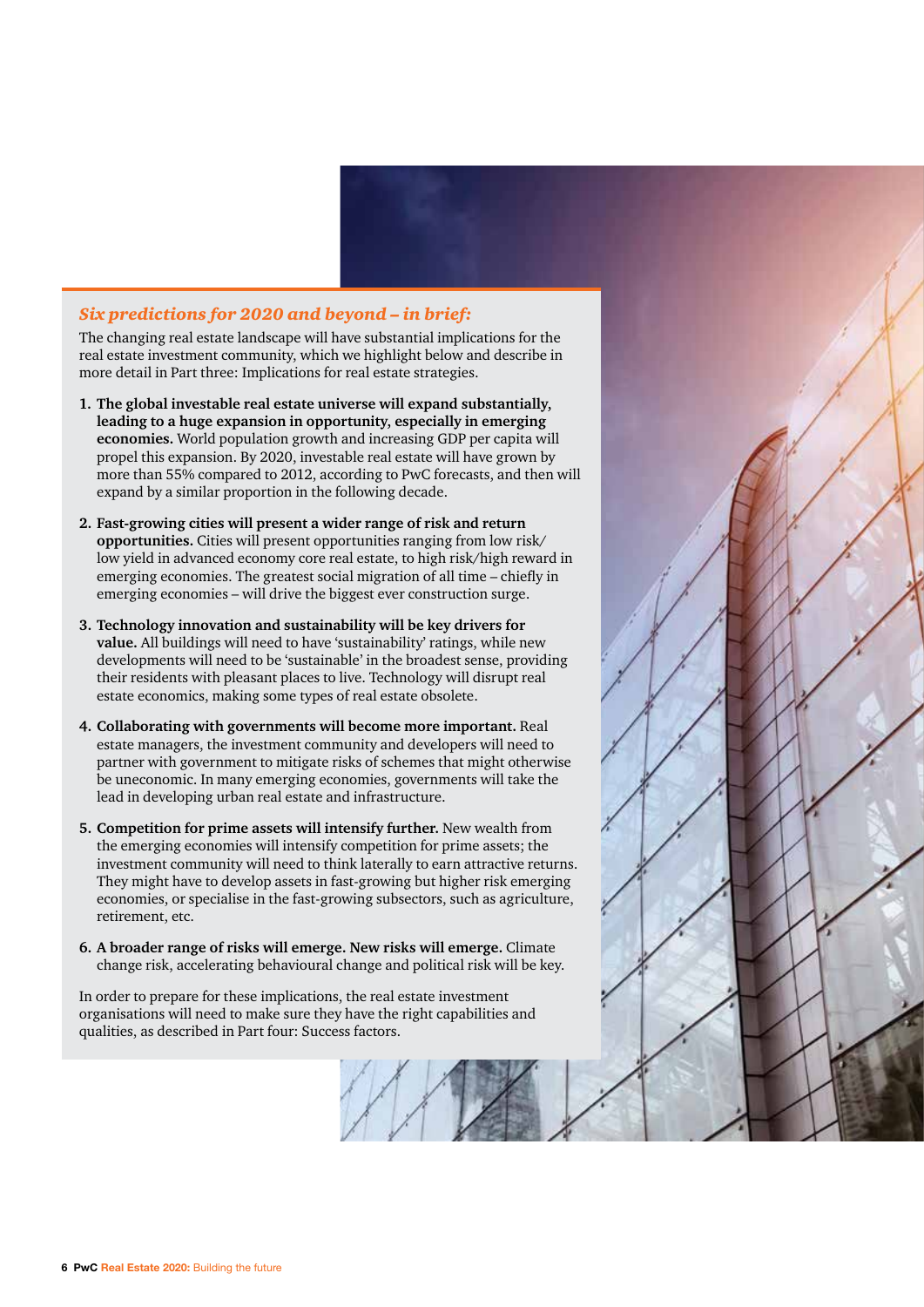### *Six predictions for 2020 and beyond – in brief:*

The changing real estate landscape will have substantial implications for the real estate investment community, which we highlight below and describe in more detail in Part three: Implications for real estate strategies.

1. **The global investable real estate universe will expand substantially, leading to a huge expansion in opportunity, especially in emerging economies.** World population growth and increasing GDP per capita will propel this expansion. By 2020, investable real estate will have grown by more than 55% compared to 2012, according to PwC forecasts, and then will expand by a similar proportion in the following decade.

2. **Fast-growing cities will present a wider range of risk and return opportunities.** Cities will present opportunities ranging from low risk/low yield in advanced economy core real estate, to high risk/high reward in emerging economies. The greatest social migration of all time – chiefly in emerging economies – will drive the biggest ever construction surge.

3. **Technology innovation and sustainability will be key drivers for value.** All buildings will need to have 'sustainability' ratings, while new developments will need to be 'sustainable' in the broadest sense, providing their residents with pleasant places to live. Technology will disrupt real estate economics, making some types of real estate obsolete.

4. **Collaborating with governments will become more important.** Real estate managers, the investment community and developers will need to partner with government to mitigate risks of schemes that might otherwise be uneconomic. In many emerging economies, governments will take the lead in developing urban real estate and infrastructure.

5. **Competition for prime assets will intensify further.** New wealth from the emerging economies will intensify competition for prime assets; the investment community will need to think laterally to earn attractive returns. They might have to develop assets in fast-growing but higher risk emerging economies, or specialise in the fast-growing subsectors, such as agriculture, retirement, etc.

6. **A broader range of risks will emerge. New risks will emerge.** Climate change risk, accelerating behavioural change and political risk will be key.

In order to prepare for these implications, the real estate investment organisations will need to make sure they have the right capabilities and qualities, as described in Part four: Success factors.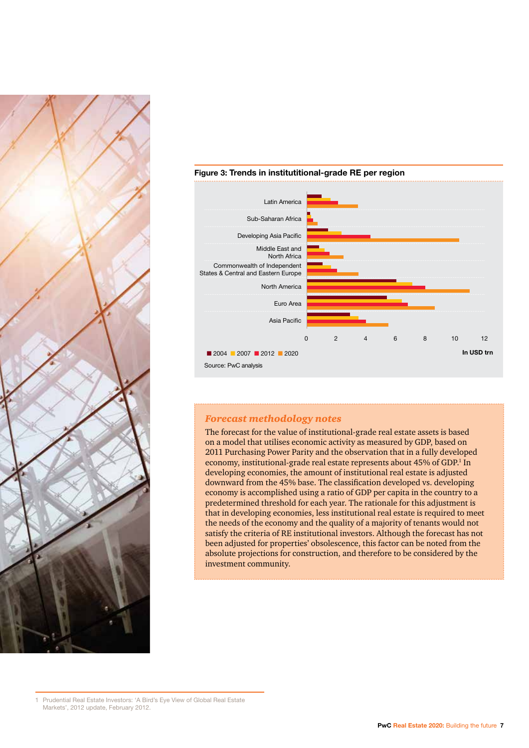**Figure 3: Trends in institutitional-grade RE per region**

| Region | 2004 | 2007 | 2012 | 2020 |
|---|---|---|---|---|
| Latin America | | | | |
| Sub-Saharan Africa | | | | |
| Developing Asia Pacific | | | | |
| Middle East and North Africa | | | | |
| Commonwealth of Independent States & Central and Eastern Europe | | | | |
| North America | | | | |
| Euro Area | | | | |
| Asia Pacific | | | | |

In USD trn (axis: 0, 2, 4, 6, 8, 10, 12)

Source: PwC analysis

### *Forecast methodology notes*

The forecast for the value of institutional-grade real estate assets is based on a model that utilises economic activity as measured by GDP, based on 2011 Purchasing Power Parity and the observation that in a fully developed economy, institutional-grade real estate represents about 45% of GDP.[1] In developing economies, the amount of institutional real estate is adjusted downward from the 45% base. The classification developed vs. developing economy is accomplished using a ratio of GDP per capita in the country to a predetermined threshold for each year. The rationale for this adjustment is that in developing economies, less institutional real estate is required to meet the needs of the economy and the quality of a majority of tenants would not satisfy the criteria of RE institutional investors. Although the forecast has not been adjusted for properties' obsolescence, this factor can be noted from the absolute projections for construction, and therefore to be considered by the investment community.

1 Prudential Real Estate Investors: 'A Bird's Eye View of Global Real Estate Markets', 2012 update, February 2012.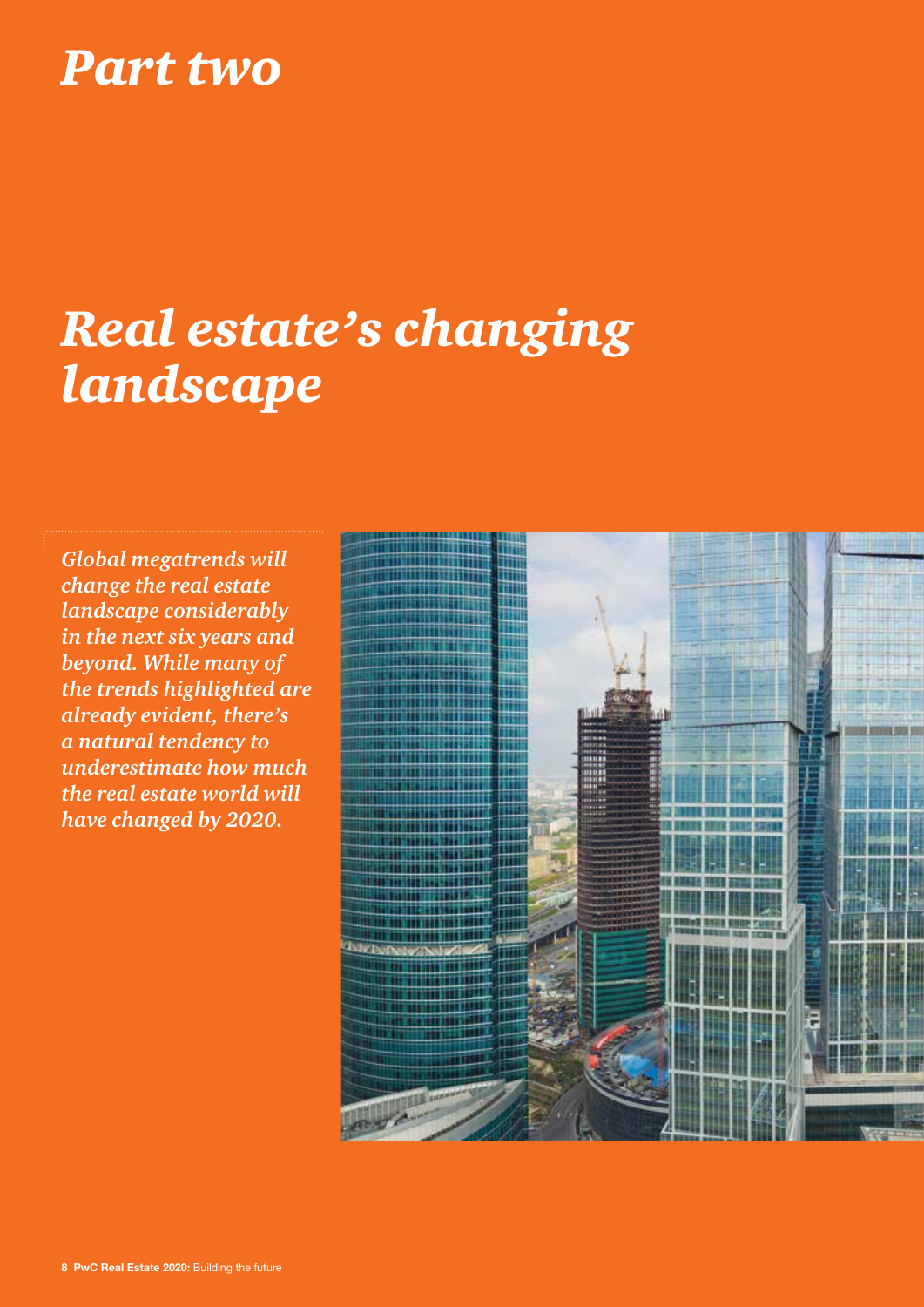# *Part two*

## *Real estate's changing landscape*

***Global megatrends will change the real estate landscape considerably in the next six years and beyond. While many of the trends highlighted are already evident, there's a natural tendency to underestimate how much the real estate world will have changed by 2020.***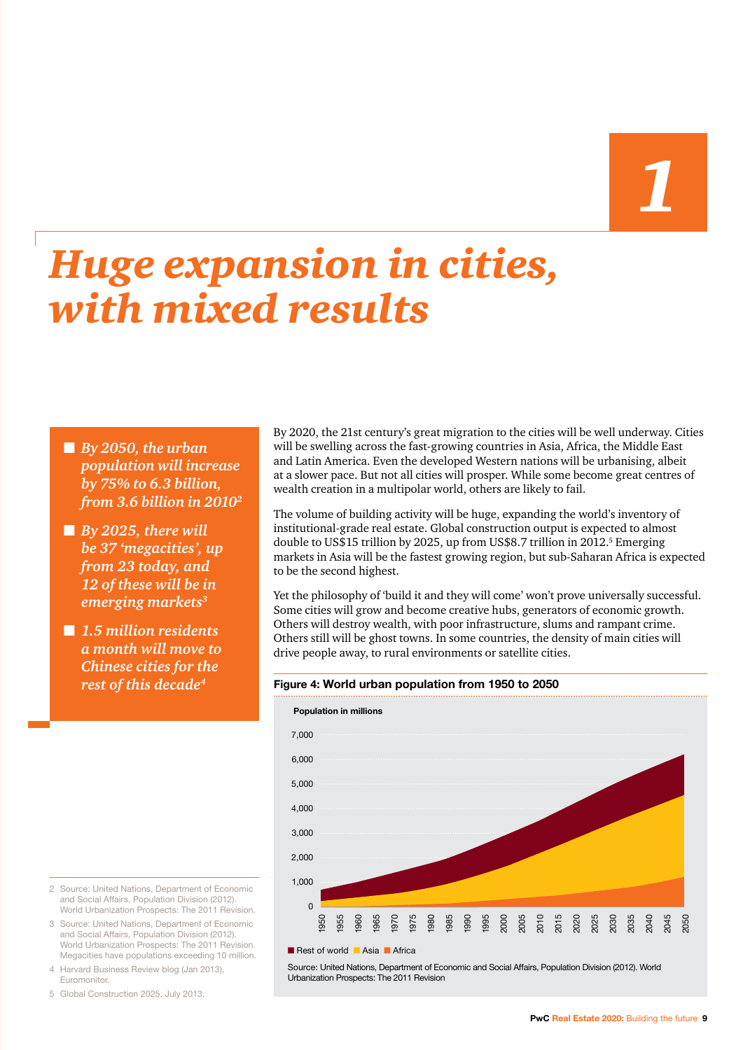# 1

# *Huge expansion in cities, with mixed results*

- *By 2050, the urban population will increase by 75% to 6.3 billion, from 3.6 billion in 2010*[2]
- *By 2025, there will be 37 'megacities', up from 23 today, and 12 of these will be in emerging markets*[3]
- *1.5 million residents a month will move to Chinese cities for the rest of this decade*[4]

By 2020, the 21st century's great migration to the cities will be well underway. Cities will be swelling across the fast-growing countries in Asia, Africa, the Middle East and Latin America. Even the developed Western nations will be urbanising, albeit at a slower pace. But not all cities will prosper. While some become great centres of wealth creation in a multipolar world, others are likely to fail.

The volume of building activity will be huge, expanding the world's inventory of institutional-grade real estate. Global construction output is expected to almost double to US$15 trillion by 2025, up from US$8.7 trillion in 2012.[5] Emerging markets in Asia will be the fastest growing region, but sub-Saharan Africa is expected to be the second highest.

Yet the philosophy of 'build it and they will come' won't prove universally successful. Some cities will grow and become creative hubs, generators of economic growth. Others will destroy wealth, with poor infrastructure, slums and rampant crime. Others still will be ghost towns. In some countries, the density of main cities will drive people away, to rural environments or satellite cities.

**Figure 4: World urban population from 1950 to 2050**

Source: United Nations, Department of Economic and Social Affairs, Population Division (2012). World Urbanization Prospects: The 2011 Revision

2 Source: United Nations, Department of Economic and Social Affairs, Population Division (2012). World Urbanization Prospects: The 2011 Revision.

3 Source: United Nations, Department of Economic and Social Affairs, Population Division (2012). World Urbanization Prospects: The 2011 Revision. Megacities have populations exceeding 10 million.

4 Harvard Business Review blog (Jan 2013), Euromonitor.

5 Global Construction 2025, July 2013.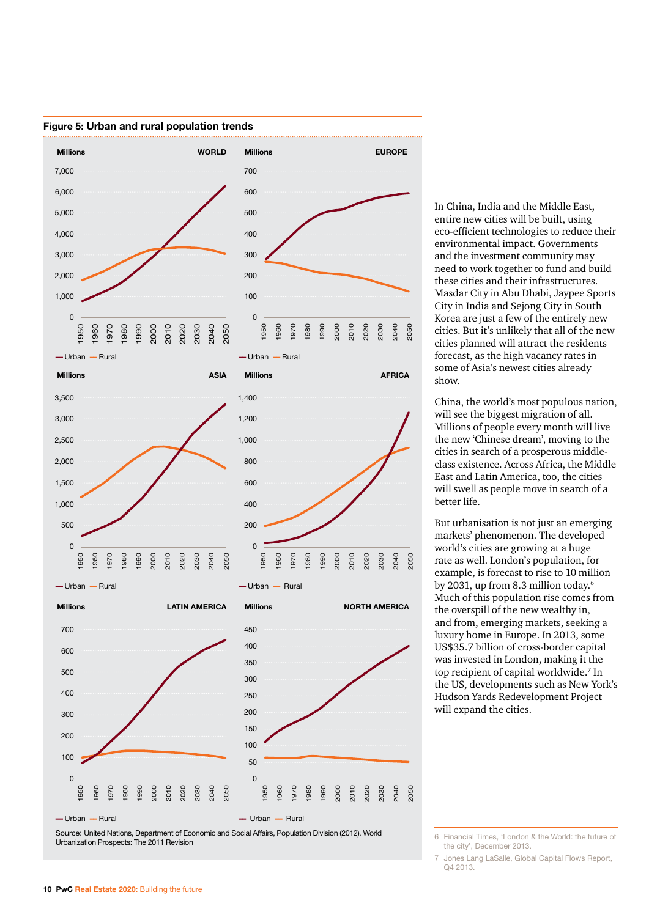**Figure 5: Urban and rural population trends**

Source: United Nations, Department of Economic and Social Affairs, Population Division (2012). World Urbanization Prospects: The 2011 Revision

In China, India and the Middle East, entire new cities will be built, using eco-efficient technologies to reduce their environmental impact. Governments and the investment community may need to work together to fund and build these cities and their infrastructures. Masdar City in Abu Dhabi, Jaypee Sports City in India and Sejong City in South Korea are just a few of the entirely new cities. But it's unlikely that all of the new cities planned will attract the residents forecast, as the high vacancy rates in some of Asia's newest cities already show.

China, the world's most populous nation, will see the biggest migration of all. Millions of people every month will live the new 'Chinese dream', moving to the cities in search of a prosperous middle-class existence. Across Africa, the Middle East and Latin America, too, the cities will swell as people move in search of a better life.

But urbanisation is not just an emerging markets' phenomenon. The developed world's cities are growing at a huge rate as well. London's population, for example, is forecast to rise to 10 million by 2031, up from 8.3 million today.[6] Much of this population rise comes from the overspill of the new wealthy in, and from, emerging markets, seeking a luxury home in Europe. In 2013, some US$35.7 billion of cross-border capital was invested in London, making it the top recipient of capital worldwide.[7] In the US, developments such as New York's Hudson Yards Redevelopment Project will expand the cities.

6 Financial Times, 'London & the World: the future of the city', December 2013.

7 Jones Lang LaSalle, Global Capital Flows Report, Q4 2013.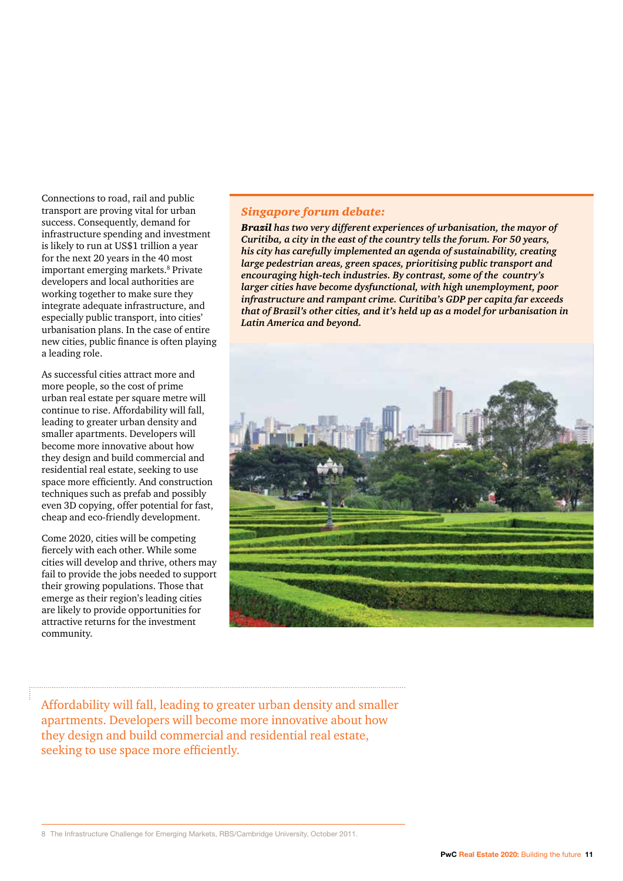Connections to road, rail and public transport are proving vital for urban success. Consequently, demand for infrastructure spending and investment is likely to run at US$1 trillion a year for the next 20 years in the 40 most important emerging markets.[8] Private developers and local authorities are working together to make sure they integrate adequate infrastructure, and especially public transport, into cities' urbanisation plans. In the case of entire new cities, public finance is often playing a leading role.

As successful cities attract more and more people, so the cost of prime urban real estate per square metre will continue to rise. Affordability will fall, leading to greater urban density and smaller apartments. Developers will become more innovative about how they design and build commercial and residential real estate, seeking to use space more efficiently. And construction techniques such as prefab and possibly even 3D copying, offer potential for fast, cheap and eco-friendly development.

Come 2020, cities will be competing fiercely with each other. While some cities will develop and thrive, others may fail to provide the jobs needed to support their growing populations. Those that emerge as their region's leading cities are likely to provide opportunities for attractive returns for the investment community.

### *Singapore forum debate:*

***Brazil** has two very different experiences of urbanisation, the mayor of Curitiba, a city in the east of the country tells the forum. For 50 years, his city has carefully implemented an agenda of sustainability, creating large pedestrian areas, green spaces, prioritising public transport and encouraging high-tech industries. By contrast, some of the country's larger cities have become dysfunctional, with high unemployment, poor infrastructure and rampant crime. Curitiba's GDP per capita far exceeds that of Brazil's other cities, and it's held up as a model for urbanisation in Latin America and beyond.*

> Affordability will fall, leading to greater urban density and smaller apartments. Developers will become more innovative about how they design and build commercial and residential real estate, seeking to use space more efficiently.

8 The Infrastructure Challenge for Emerging Markets, RBS/Cambridge University, October 2011.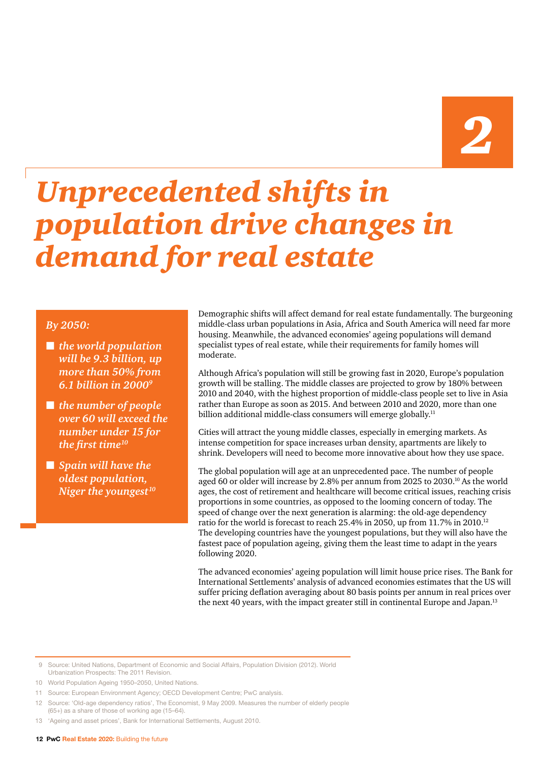# 2

# *Unprecedented shifts in population drive changes in demand for real estate*

*By 2050:*

- *the world population will be 9.3 billion, up more than 50% from 6.1 billion in 2000*[9]
- *the number of people over 60 will exceed the number under 15 for the first time*[10]
- *Spain will have the oldest population, Niger the youngest*[10]

Demographic shifts will affect demand for real estate fundamentally. The burgeoning middle-class urban populations in Asia, Africa and South America will need far more housing. Meanwhile, the advanced economies' ageing populations will demand specialist types of real estate, while their requirements for family homes will moderate.

Although Africa's population will still be growing fast in 2020, Europe's population growth will be stalling. The middle classes are projected to grow by 180% between 2010 and 2040, with the highest proportion of middle-class people set to live in Asia rather than Europe as soon as 2015. And between 2010 and 2020, more than one billion additional middle-class consumers will emerge globally.[11]

Cities will attract the young middle classes, especially in emerging markets. As intense competition for space increases urban density, apartments are likely to shrink. Developers will need to become more innovative about how they use space.

The global population will age at an unprecedented pace. The number of people aged 60 or older will increase by 2.8% per annum from 2025 to 2030.[10] As the world ages, the cost of retirement and healthcare will become critical issues, reaching crisis proportions in some countries, as opposed to the looming concern of today. The speed of change over the next generation is alarming: the old-age dependency ratio for the world is forecast to reach 25.4% in 2050, up from 11.7% in 2010.[12] The developing countries have the youngest populations, but they will also have the fastest pace of population ageing, giving them the least time to adapt in the years following 2020.

The advanced economies' ageing population will limit house price rises. The Bank for International Settlements' analysis of advanced economies estimates that the US will suffer pricing deflation averaging about 80 basis points per annum in real prices over the next 40 years, with the impact greater still in continental Europe and Japan.[13]

---

9 Source: United Nations, Department of Economic and Social Affairs, Population Division (2012). World Urbanization Prospects: The 2011 Revision.

10 World Population Ageing 1950–2050, United Nations.

11 Source: European Environment Agency; OECD Development Centre; PwC analysis.

12 Source: 'Old-age dependency ratios', The Economist, 9 May 2009. Measures the number of elderly people (65+) as a share of those of working age (15–64).

13 'Ageing and asset prices', Bank for International Settlements, August 2010.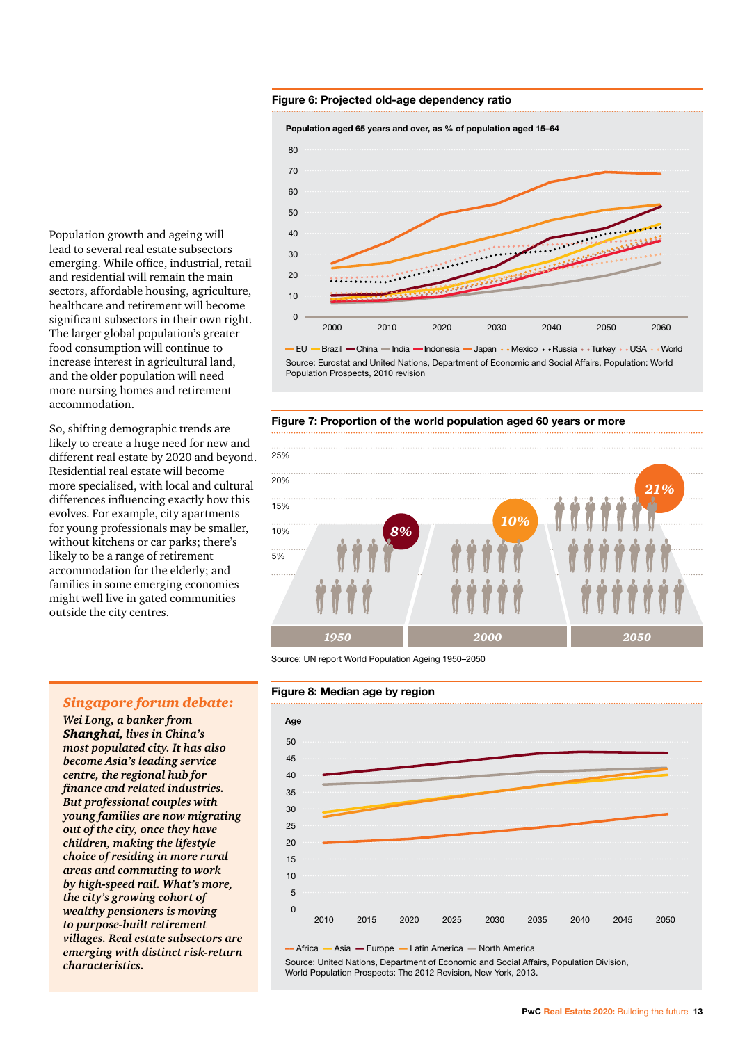Population growth and ageing will lead to several real estate subsectors emerging. While office, industrial, retail and residential will remain the main sectors, affordable housing, agriculture, healthcare and retirement will become significant subsectors in their own right. The larger global population's greater food consumption will continue to increase interest in agricultural land, and the older population will need more nursing homes and retirement accommodation.

So, shifting demographic trends are likely to create a huge need for new and different real estate by 2020 and beyond. Residential real estate will become more specialised, with local and cultural differences influencing exactly how this evolves. For example, city apartments for young professionals may be smaller, without kitchens or car parks; there's likely to be a range of retirement accommodation for the elderly; and families in some emerging economies might well live in gated communities outside the city centres.

## *Singapore forum debate:*

***Wei Long, a banker from Shanghai, lives in China's most populated city. It has also become Asia's leading service centre, the regional hub for finance and related industries. But professional couples with young families are now migrating out of the city, once they have children, making the lifestyle choice of residing in more rural areas and commuting to work by high-speed rail. What's more, the city's growing cohort of wealthy pensioners is moving to purpose-built retirement villages. Real estate subsectors are emerging with distinct risk-return characteristics.***

**Figure 6: Projected old-age dependency ratio**

Population aged 65 years and over, as % of population aged 15–64

EU, Brazil, China, India, Indonesia, Japan, Mexico, Russia, Turkey, USA, World

Source: Eurostat and United Nations, Department of Economic and Social Affairs, Population: World Population Prospects, 2010 revision

**Figure 7: Proportion of the world population aged 60 years or more**

1950: 8% | 2000: 10% | 2050: 21%

Source: UN report World Population Ageing 1950–2050

**Figure 8: Median age by region**

Africa, Asia, Europe, Latin America, North America

Source: United Nations, Department of Economic and Social Affairs, Population Division, World Population Prospects: The 2012 Revision, New York, 2013.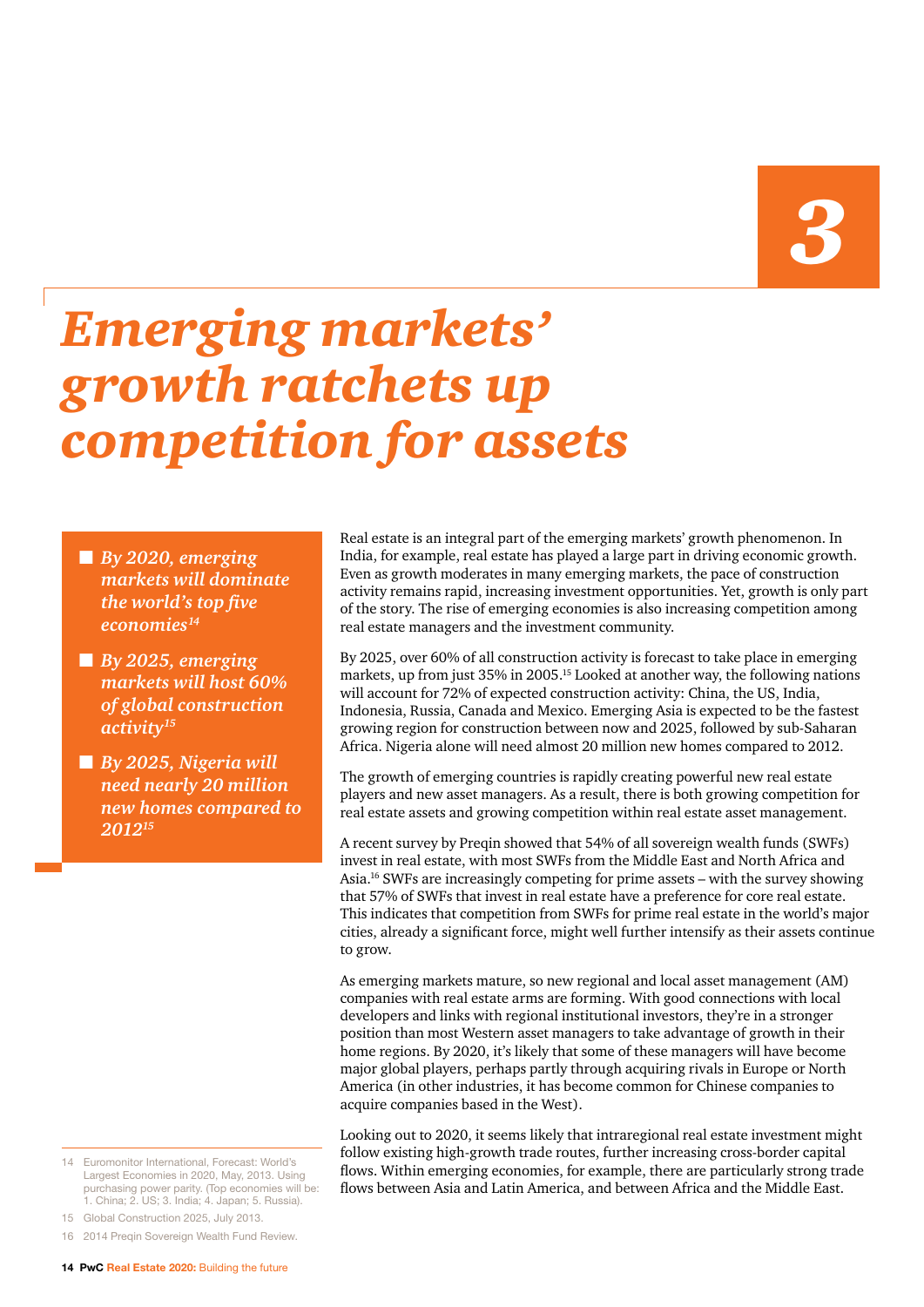3

# *Emerging markets' growth ratchets up competition for assets*

- *By 2020, emerging markets will dominate the world's top five economies*[14]
- *By 2025, emerging markets will host 60% of global construction activity*[15]
- *By 2025, Nigeria will need nearly 20 million new homes compared to 2012*[15]

Real estate is an integral part of the emerging markets' growth phenomenon. In India, for example, real estate has played a large part in driving economic growth. Even as growth moderates in many emerging markets, the pace of construction activity remains rapid, increasing investment opportunities. Yet, growth is only part of the story. The rise of emerging economies is also increasing competition among real estate managers and the investment community.

By 2025, over 60% of all construction activity is forecast to take place in emerging markets, up from just 35% in 2005.[15] Looked at another way, the following nations will account for 72% of expected construction activity: China, the US, India, Indonesia, Russia, Canada and Mexico. Emerging Asia is expected to be the fastest growing region for construction between now and 2025, followed by sub-Saharan Africa. Nigeria alone will need almost 20 million new homes compared to 2012.

The growth of emerging countries is rapidly creating powerful new real estate players and new asset managers. As a result, there is both growing competition for real estate assets and growing competition within real estate asset management.

A recent survey by Preqin showed that 54% of all sovereign wealth funds (SWFs) invest in real estate, with most SWFs from the Middle East and North Africa and Asia.[16] SWFs are increasingly competing for prime assets – with the survey showing that 57% of SWFs that invest in real estate have a preference for core real estate. This indicates that competition from SWFs for prime real estate in the world's major cities, already a significant force, might well further intensify as their assets continue to grow.

As emerging markets mature, so new regional and local asset management (AM) companies with real estate arms are forming. With good connections with local developers and links with regional institutional investors, they're in a stronger position than most Western asset managers to take advantage of growth in their home regions. By 2020, it's likely that some of these managers will have become major global players, perhaps partly through acquiring rivals in Europe or North America (in other industries, it has become common for Chinese companies to acquire companies based in the West).

Looking out to 2020, it seems likely that intraregional real estate investment might follow existing high-growth trade routes, further increasing cross-border capital flows. Within emerging economies, for example, there are particularly strong trade flows between Asia and Latin America, and between Africa and the Middle East.

14 Euromonitor International, Forecast: World's Largest Economies in 2020, May, 2013. Using purchasing power parity. (Top economies will be: 1. China; 2. US; 3. India; 4. Japan; 5. Russia).

15 Global Construction 2025, July 2013.

16 2014 Preqin Sovereign Wealth Fund Review.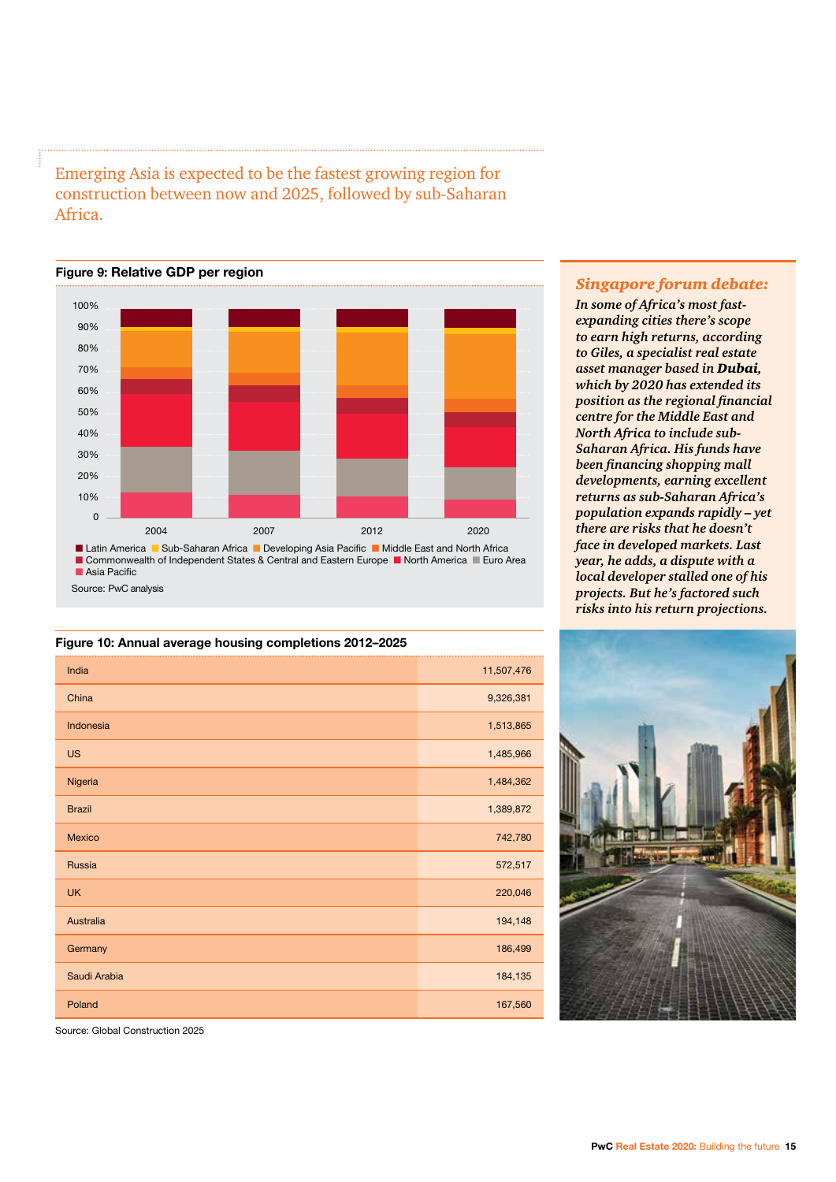Emerging Asia is expected to be the fastest growing region for construction between now and 2025, followed by sub-Saharan Africa.

**Figure 9: Relative GDP per region**

Latin America, Sub-Saharan Africa, Developing Asia Pacific, Middle East and North Africa, Commonwealth of Independent States & Central and Eastern Europe, North America, Euro Area, Asia Pacific

Source: PwC analysis

**Figure 10: Annual average housing completions 2012–2025**

| Country | Completions |
|---|---|
| India | 11,507,476 |
| China | 9,326,381 |
| Indonesia | 1,513,865 |
| US | 1,485,966 |
| Nigeria | 1,484,362 |
| Brazil | 1,389,872 |
| Mexico | 742,780 |
| Russia | 572,517 |
| UK | 220,046 |
| Australia | 194,148 |
| Germany | 186,499 |
| Saudi Arabia | 184,135 |
| Poland | 167,560 |

Source: Global Construction 2025

## *Singapore forum debate:*

*In some of Africa's most fast-expanding cities there's scope to earn high returns, according to Giles, a specialist real estate asset manager based in* ***Dubai****, which by 2020 has extended its position as the regional financial centre for the Middle East and North Africa to include sub-Saharan Africa. His funds have been financing shopping mall developments, earning excellent returns as sub-Saharan Africa's population expands rapidly – yet there are risks that he doesn't face in developed markets. Last year, he adds, a dispute with a local developer stalled one of his projects. But he's factored such risks into his return projections.*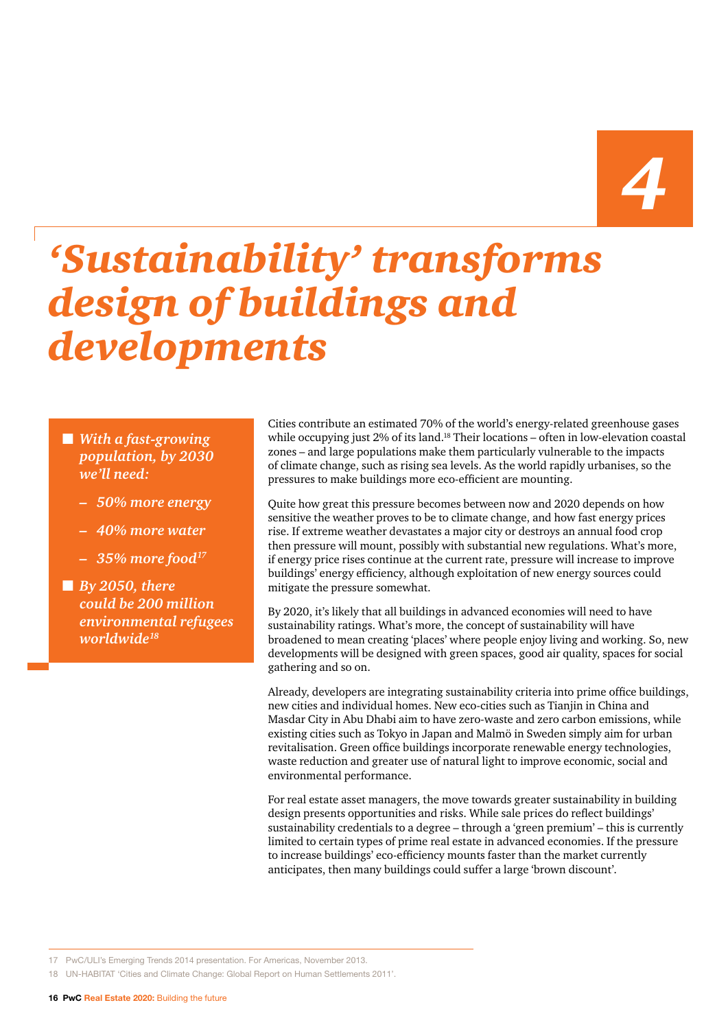4

# *'Sustainability' transforms design of buildings and developments*

- *With a fast-growing population, by 2030 we'll need:*
  - *50% more energy*
  - *40% more water*
  - *35% more food*[17]
- *By 2050, there could be 200 million environmental refugees worldwide*[18]

Cities contribute an estimated 70% of the world's energy-related greenhouse gases while occupying just 2% of its land.[18] Their locations – often in low-elevation coastal zones – and large populations make them particularly vulnerable to the impacts of climate change, such as rising sea levels. As the world rapidly urbanises, so the pressures to make buildings more eco-efficient are mounting.

Quite how great this pressure becomes between now and 2020 depends on how sensitive the weather proves to be to climate change, and how fast energy prices rise. If extreme weather devastates a major city or destroys an annual food crop then pressure will mount, possibly with substantial new regulations. What's more, if energy price rises continue at the current rate, pressure will increase to improve buildings' energy efficiency, although exploitation of new energy sources could mitigate the pressure somewhat.

By 2020, it's likely that all buildings in advanced economies will need to have sustainability ratings. What's more, the concept of sustainability will have broadened to mean creating 'places' where people enjoy living and working. So, new developments will be designed with green spaces, good air quality, spaces for social gathering and so on.

Already, developers are integrating sustainability criteria into prime office buildings, new cities and individual homes. New eco-cities such as Tianjin in China and Masdar City in Abu Dhabi aim to have zero-waste and zero carbon emissions, while existing cities such as Tokyo in Japan and Malmö in Sweden simply aim for urban revitalisation. Green office buildings incorporate renewable energy technologies, waste reduction and greater use of natural light to improve economic, social and environmental performance.

For real estate asset managers, the move towards greater sustainability in building design presents opportunities and risks. While sale prices do reflect buildings' sustainability credentials to a degree – through a 'green premium' – this is currently limited to certain types of prime real estate in advanced economies. If the pressure to increase buildings' eco-efficiency mounts faster than the market currently anticipates, then many buildings could suffer a large 'brown discount'.

17 PwC/ULI's Emerging Trends 2014 presentation. For Americas, November 2013.

18 UN-HABITAT 'Cities and Climate Change: Global Report on Human Settlements 2011'.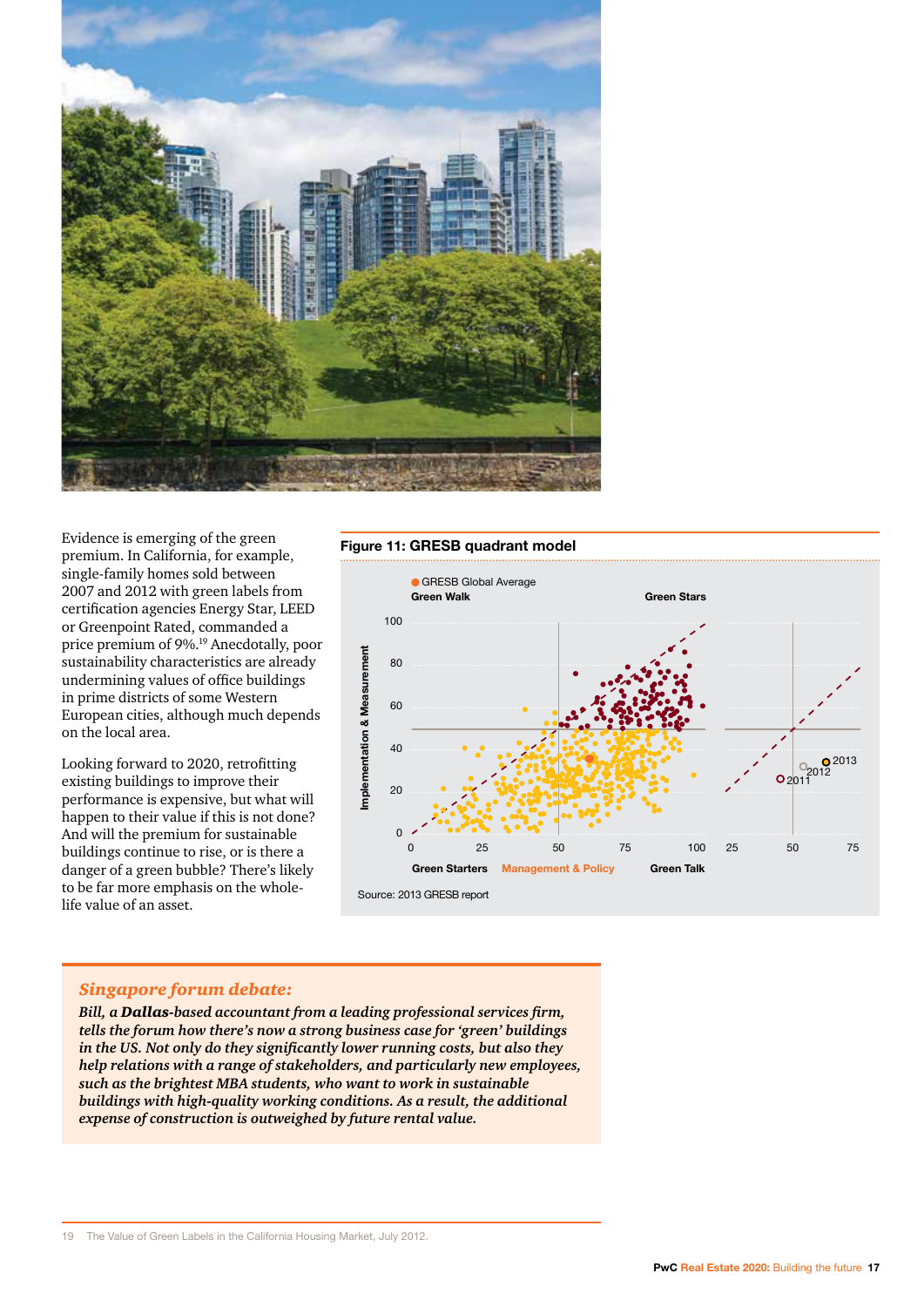Evidence is emerging of the green premium. In California, for example, single-family homes sold between 2007 and 2012 with green labels from certification agencies Energy Star, LEED or Greenpoint Rated, commanded a price premium of 9%.[19] Anecdotally, poor sustainability characteristics are already undermining values of office buildings in prime districts of some Western European cities, although much depends on the local area.

Looking forward to 2020, retrofitting existing buildings to improve their performance is expensive, but what will happen to their value if this is not done? And will the premium for sustainable buildings continue to rise, or is there a danger of a green bubble? There's likely to be far more emphasis on the whole-life value of an asset.

**Figure 11: GRESB quadrant model**

GRESB Global Average

Green Walk | Green Stars

Implementation & Measurement

Green Starters | Management & Policy | Green Talk

2011, 2012, 2013

Source: 2013 GRESB report

## *Singapore forum debate:*

***Bill, a Dallas-based accountant from a leading professional services firm, tells the forum how there's now a strong business case for 'green' buildings in the US. Not only do they significantly lower running costs, but also they help relations with a range of stakeholders, and particularly new employees, such as the brightest MBA students, who want to work in sustainable buildings with high-quality working conditions. As a result, the additional expense of construction is outweighed by future rental value.***

19 The Value of Green Labels in the California Housing Market, July 2012.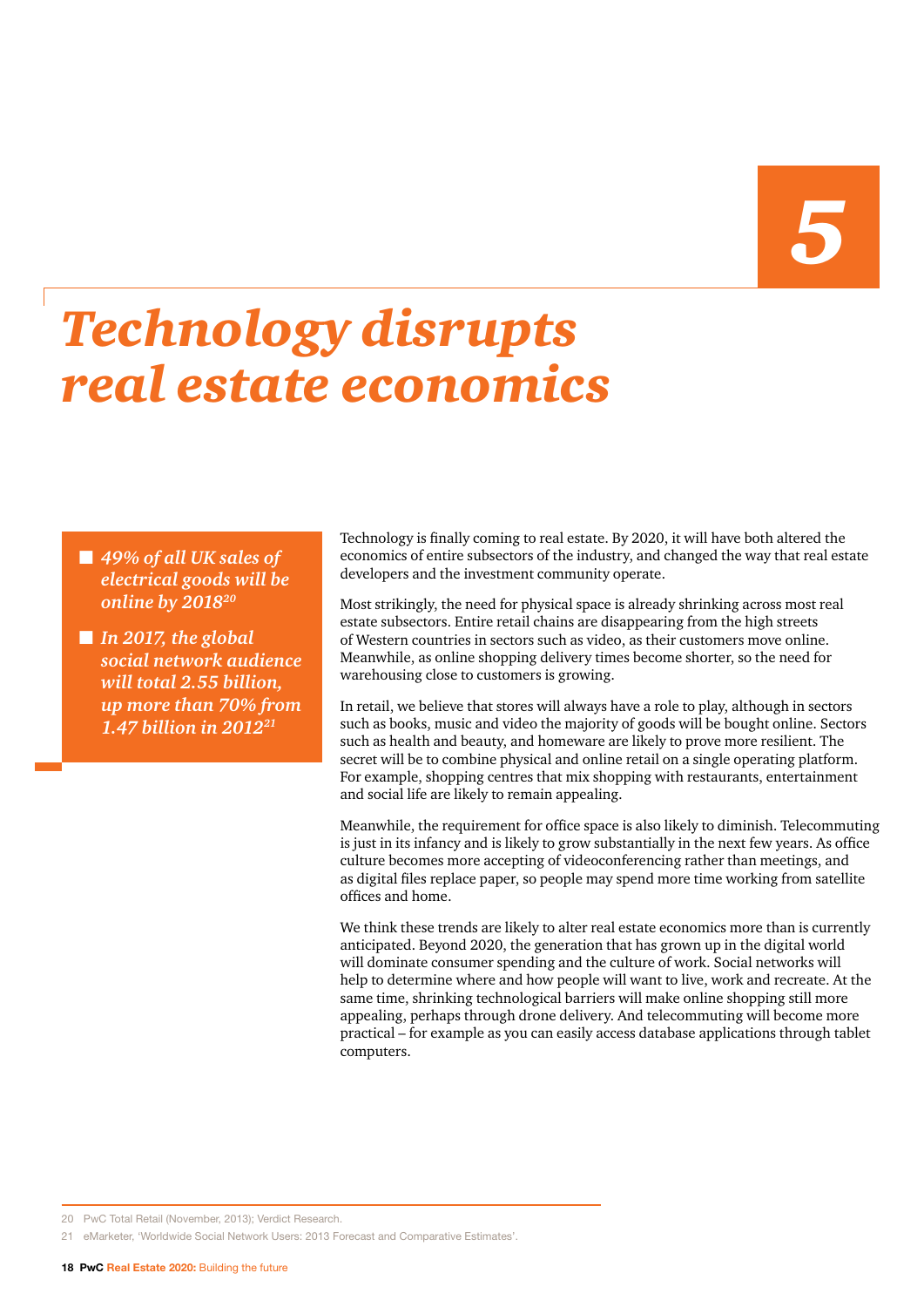5

# *Technology disrupts real estate economics*

- *49% of all UK sales of electrical goods will be online by 2018*[20]
- *In 2017, the global social network audience will total 2.55 billion, up more than 70% from 1.47 billion in 2012*[21]

Technology is finally coming to real estate. By 2020, it will have both altered the economics of entire subsectors of the industry, and changed the way that real estate developers and the investment community operate.

Most strikingly, the need for physical space is already shrinking across most real estate subsectors. Entire retail chains are disappearing from the high streets of Western countries in sectors such as video, as their customers move online. Meanwhile, as online shopping delivery times become shorter, so the need for warehousing close to customers is growing.

In retail, we believe that stores will always have a role to play, although in sectors such as books, music and video the majority of goods will be bought online. Sectors such as health and beauty, and homeware are likely to prove more resilient. The secret will be to combine physical and online retail on a single operating platform. For example, shopping centres that mix shopping with restaurants, entertainment and social life are likely to remain appealing.

Meanwhile, the requirement for office space is also likely to diminish. Telecommuting is just in its infancy and is likely to grow substantially in the next few years. As office culture becomes more accepting of videoconferencing rather than meetings, and as digital files replace paper, so people may spend more time working from satellite offices and home.

We think these trends are likely to alter real estate economics more than is currently anticipated. Beyond 2020, the generation that has grown up in the digital world will dominate consumer spending and the culture of work. Social networks will help to determine where and how people will want to live, work and recreate. At the same time, shrinking technological barriers will make online shopping still more appealing, perhaps through drone delivery. And telecommuting will become more practical – for example as you can easily access database applications through tablet computers.

20 PwC Total Retail (November, 2013); Verdict Research.

21 eMarketer, 'Worldwide Social Network Users: 2013 Forecast and Comparative Estimates'.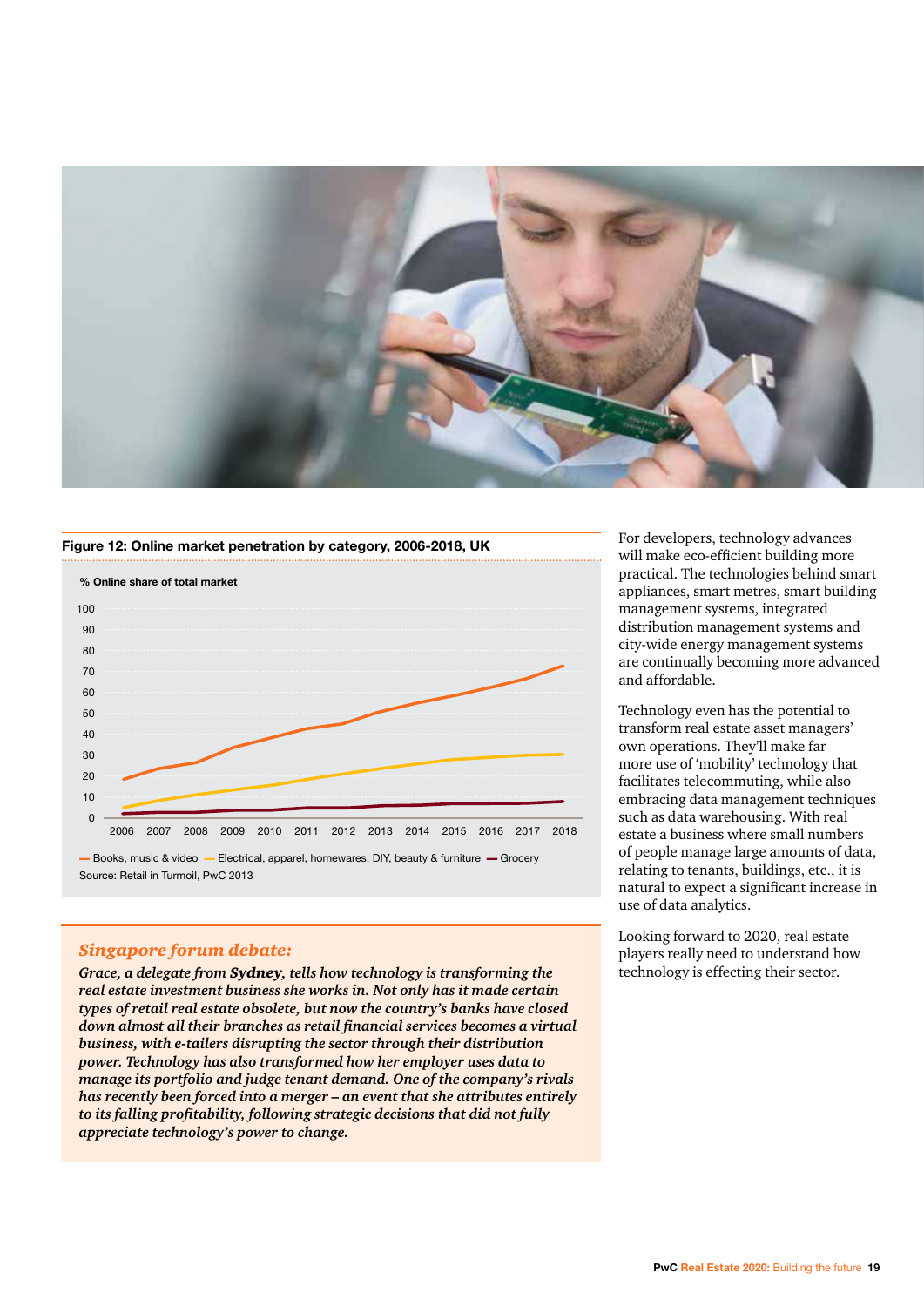**Figure 12: Online market penetration by category, 2006-2018, UK**

% Online share of total market

— Books, music & video — Electrical, apparel, homewares, DIY, beauty & furniture — Grocery

Source: Retail in Turmoil, PwC 2013

*Singapore forum debate:*

***Grace, a delegate from Sydney, tells how technology is transforming the real estate investment business she works in. Not only has it made certain types of retail real estate obsolete, but now the country's banks have closed down almost all their branches as retail financial services becomes a virtual business, with e-tailers disrupting the sector through their distribution power. Technology has also transformed how her employer uses data to manage its portfolio and judge tenant demand. One of the company's rivals has recently been forced into a merger – an event that she attributes entirely to its falling profitability, following strategic decisions that did not fully appreciate technology's power to change.***

For developers, technology advances will make eco-efficient building more practical. The technologies behind smart appliances, smart metres, smart building management systems, integrated distribution management systems and city-wide energy management systems are continually becoming more advanced and affordable.

Technology even has the potential to transform real estate asset managers' own operations. They'll make far more use of 'mobility' technology that facilitates telecommuting, while also embracing data management techniques such as data warehousing. With real estate a business where small numbers of people manage large amounts of data, relating to tenants, buildings, etc., it is natural to expect a significant increase in use of data analytics.

Looking forward to 2020, real estate players really need to understand how technology is effecting their sector.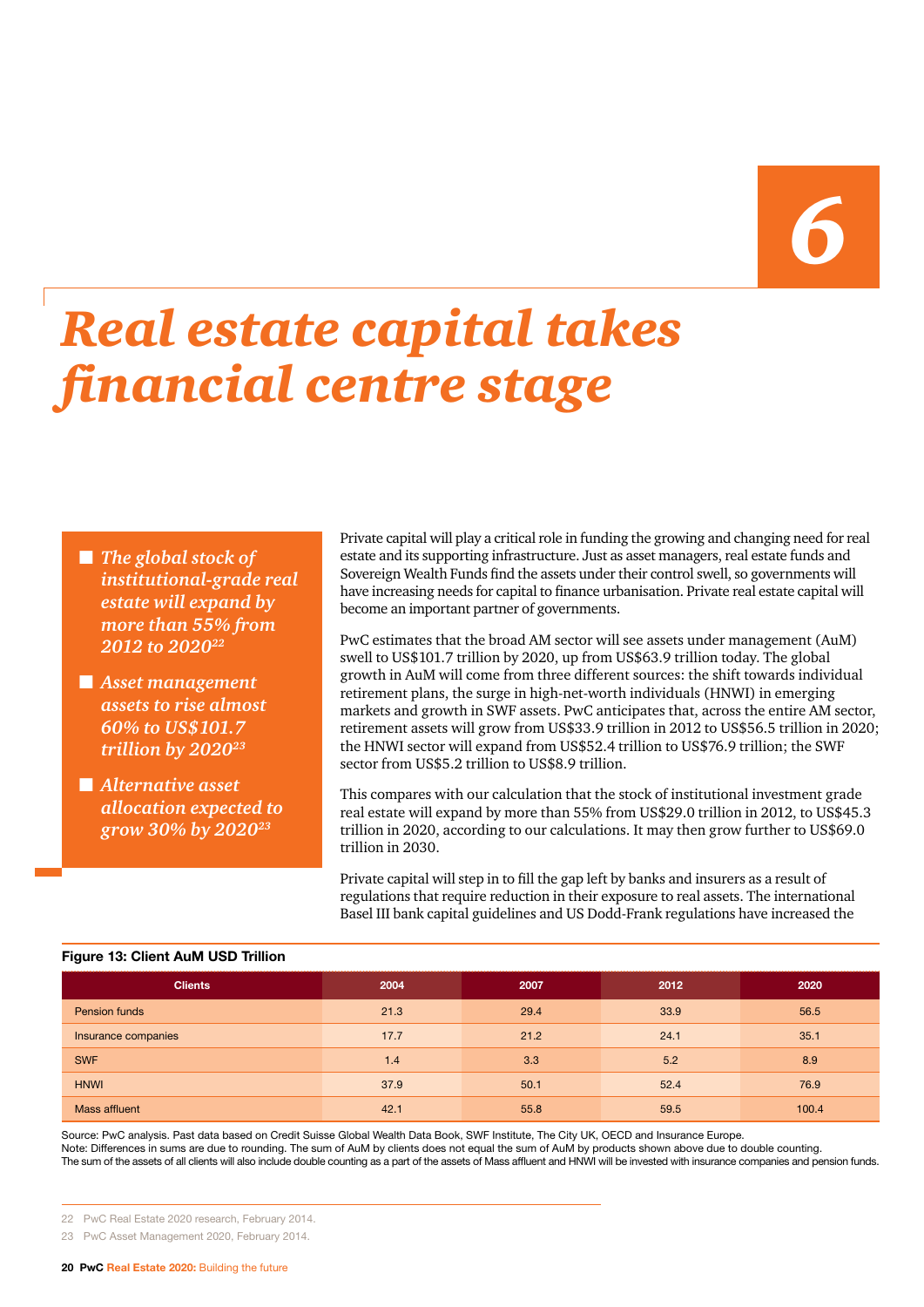# 6

# *Real estate capital takes financial centre stage*

- *The global stock of institutional-grade real estate will expand by more than 55% from 2012 to 2020*[22]
- *Asset management assets to rise almost 60% to US$101.7 trillion by 2020*[23]
- *Alternative asset allocation expected to grow 30% by 2020*[23]

Private capital will play a critical role in funding the growing and changing need for real estate and its supporting infrastructure. Just as asset managers, real estate funds and Sovereign Wealth Funds find the assets under their control swell, so governments will have increasing needs for capital to finance urbanisation. Private real estate capital will become an important partner of governments.

PwC estimates that the broad AM sector will see assets under management (AuM) swell to US$101.7 trillion by 2020, up from US$63.9 trillion today. The global growth in AuM will come from three different sources: the shift towards individual retirement plans, the surge in high-net-worth individuals (HNWI) in emerging markets and growth in SWF assets. PwC anticipates that, across the entire AM sector, retirement assets will grow from US$33.9 trillion in 2012 to US$56.5 trillion in 2020; the HNWI sector will expand from US$52.4 trillion to US$76.9 trillion; the SWF sector from US$5.2 trillion to US$8.9 trillion.

This compares with our calculation that the stock of institutional investment grade real estate will expand by more than 55% from US$29.0 trillion in 2012, to US$45.3 trillion in 2020, according to our calculations. It may then grow further to US$69.0 trillion in 2030.

Private capital will step in to fill the gap left by banks and insurers as a result of regulations that require reduction in their exposure to real assets. The international Basel III bank capital guidelines and US Dodd-Frank regulations have increased the

**Figure 13: Client AuM USD Trillion**

| Clients | 2004 | 2007 | 2012 | 2020 |
|---|---|---|---|---|
| Pension funds | 21.3 | 29.4 | 33.9 | 56.5 |
| Insurance companies | 17.7 | 21.2 | 24.1 | 35.1 |
| SWF | 1.4 | 3.3 | 5.2 | 8.9 |
| HNWI | 37.9 | 50.1 | 52.4 | 76.9 |
| Mass affluent | 42.1 | 55.8 | 59.5 | 100.4 |

Source: PwC analysis. Past data based on Credit Suisse Global Wealth Data Book, SWF Institute, The City UK, OECD and Insurance Europe.
Note: Differences in sums are due to rounding. The sum of AuM by clients does not equal the sum of AuM by products shown above due to double counting.
The sum of the assets of all clients will also include double counting as a part of the assets of Mass affluent and HNWI will be invested with insurance companies and pension funds.

22 PwC Real Estate 2020 research, February 2014.

23 PwC Asset Management 2020, February 2014.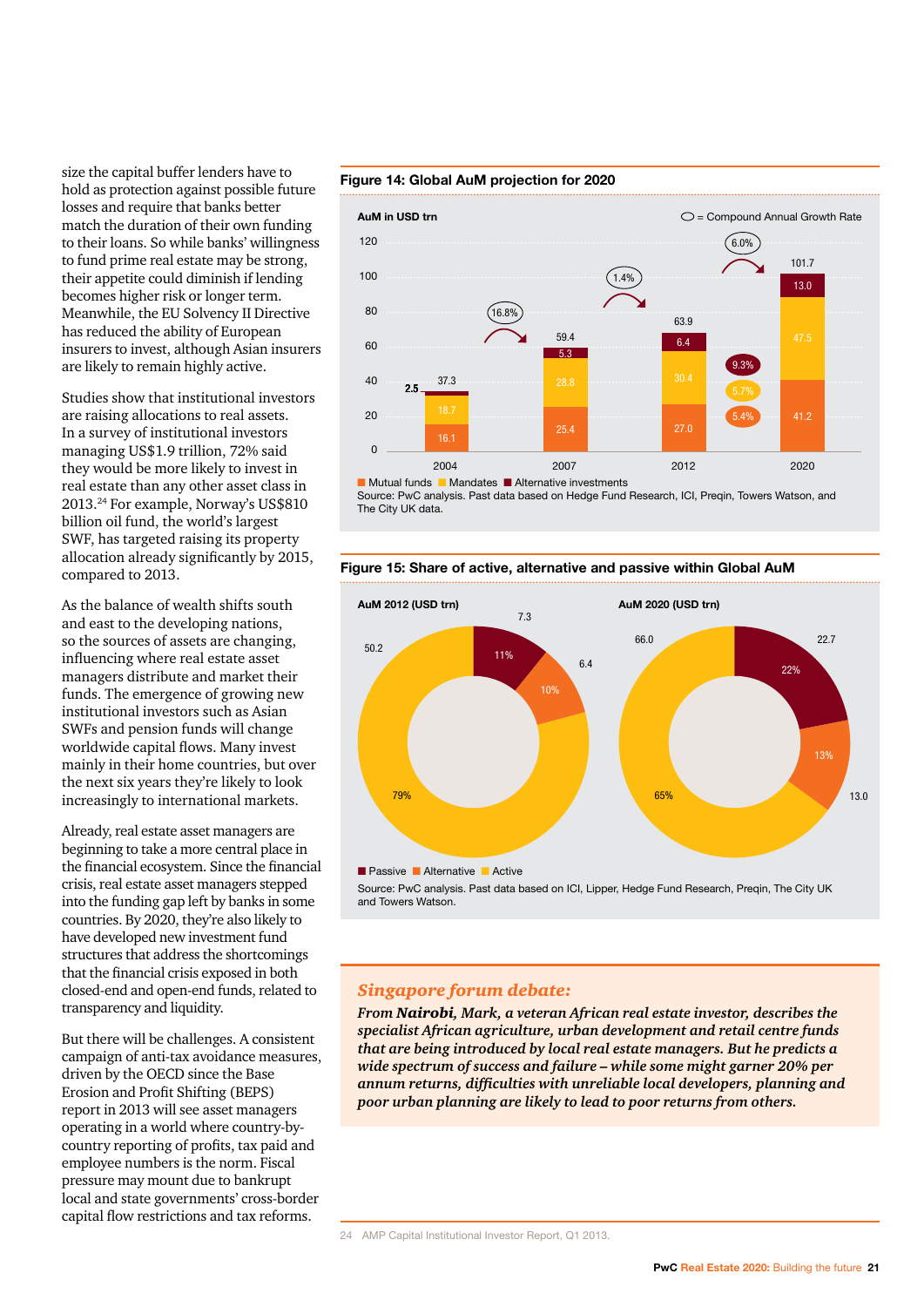size the capital buffer lenders have to hold as protection against possible future losses and require that banks better match the duration of their own funding to their loans. So while banks' willingness to fund prime real estate may be strong, their appetite could diminish if lending becomes higher risk or longer term. Meanwhile, the EU Solvency II Directive has reduced the ability of European insurers to invest, although Asian insurers are likely to remain highly active.

Studies show that institutional investors are raising allocations to real assets. In a survey of institutional investors managing US$1.9 trillion, 72% said they would be more likely to invest in real estate than any other asset class in 2013.[24] For example, Norway's US$810 billion oil fund, the world's largest SWF, has targeted raising its property allocation already significantly by 2015, compared to 2013.

As the balance of wealth shifts south and east to the developing nations, so the sources of assets are changing, influencing where real estate asset managers distribute and market their funds. The emergence of growing new institutional investors such as Asian SWFs and pension funds will change worldwide capital flows. Many invest mainly in their home countries, but over the next six years they're likely to look increasingly to international markets.

Already, real estate asset managers are beginning to take a more central place in the financial ecosystem. Since the financial crisis, real estate asset managers stepped into the funding gap left by banks in some countries. By 2020, they're also likely to have developed new investment fund structures that address the shortcomings that the financial crisis exposed in both closed-end and open-end funds, related to transparency and liquidity.

But there will be challenges. A consistent campaign of anti-tax avoidance measures, driven by the OECD since the Base Erosion and Profit Shifting (BEPS) report in 2013 will see asset managers operating in a world where country-by-country reporting of profits, tax paid and employee numbers is the norm. Fiscal pressure may mount due to bankrupt local and state governments' cross-border capital flow restrictions and tax reforms.

**Figure 14: Global AuM projection for 2020**

AuM in USD trn (◯ = Compound Annual Growth Rate)

| Year | Mutual funds | Mandates | Alternative investments | Total |
|---|---|---|---|---|
| 2004 | 16.1 | 18.7 | 2.5 | 37.3 |
| 2007 | 25.4 | 28.8 | 5.3 | 59.4 |
| 2012 | 27.0 | 30.4 | 6.4 | 63.9 |
| 2020 | 41.2 | 47.5 | 13.0 | 101.7 |

Compound Annual Growth Rate: 2004–2007: 16.8%; 2007–2012: 1.4%; 2012–2020: 6.0% (Alternative investments 9.3%, Mandates 5.7%, Mutual funds 5.4%)

Source: PwC analysis. Past data based on Hedge Fund Research, ICI, Preqin, Towers Watson, and The City UK data.

**Figure 15: Share of active, alternative and passive within Global AuM**

| | AuM 2012 (USD trn) | Share 2012 | AuM 2020 (USD trn) | Share 2020 |
|---|---|---|---|---|
| Passive | 7.3 | 11% | 22.7 | 22% |
| Alternative | 6.4 | 10% | 13.0 | 13% |
| Active | 50.2 | 79% | 66.0 | 65% |

Source: PwC analysis. Past data based on ICI, Lipper, Hedge Fund Research, Preqin, The City UK and Towers Watson.

## *Singapore forum debate:*

***From Nairobi, Mark, a veteran African real estate investor, describes the specialist African agriculture, urban development and retail centre funds that are being introduced by local real estate managers. But he predicts a wide spectrum of success and failure – while some might garner 20% per annum returns, difficulties with unreliable local developers, planning and poor urban planning are likely to lead to poor returns from others.***

24 AMP Capital Institutional Investor Report, Q1 2013.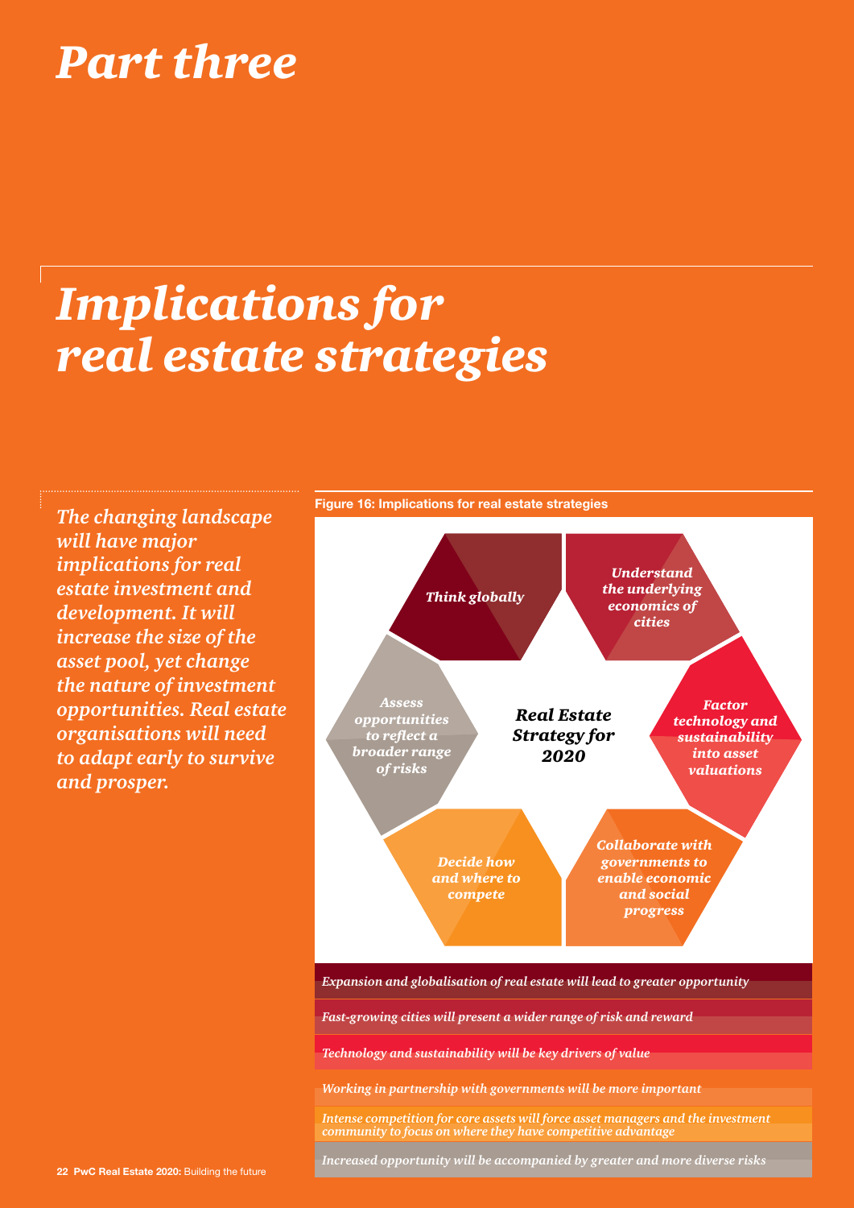# *Part three*

## *Implications for real estate strategies*

***The changing landscape will have major implications for real estate investment and development. It will increase the size of the asset pool, yet change the nature of investment opportunities. Real estate organisations will need to adapt early to survive and prosper.***

**Figure 16: Implications for real estate strategies**

*Real Estate Strategy for 2020*

- *Think globally*
- *Understand the underlying economics of cities*
- *Factor technology and sustainability into asset valuations*
- *Collaborate with governments to enable economic and social progress*
- *Decide how and where to compete*
- *Assess opportunities to reflect a broader range of risks*

*Expansion and globalisation of real estate will lead to greater opportunity*

*Fast-growing cities will present a wider range of risk and reward*

*Technology and sustainability will be key drivers of value*

*Working in partnership with governments will be more important*

*Intense competition for core assets will force asset managers and the investment community to focus on where they have competitive advantage*

*Increased opportunity will be accompanied by greater and more diverse risks*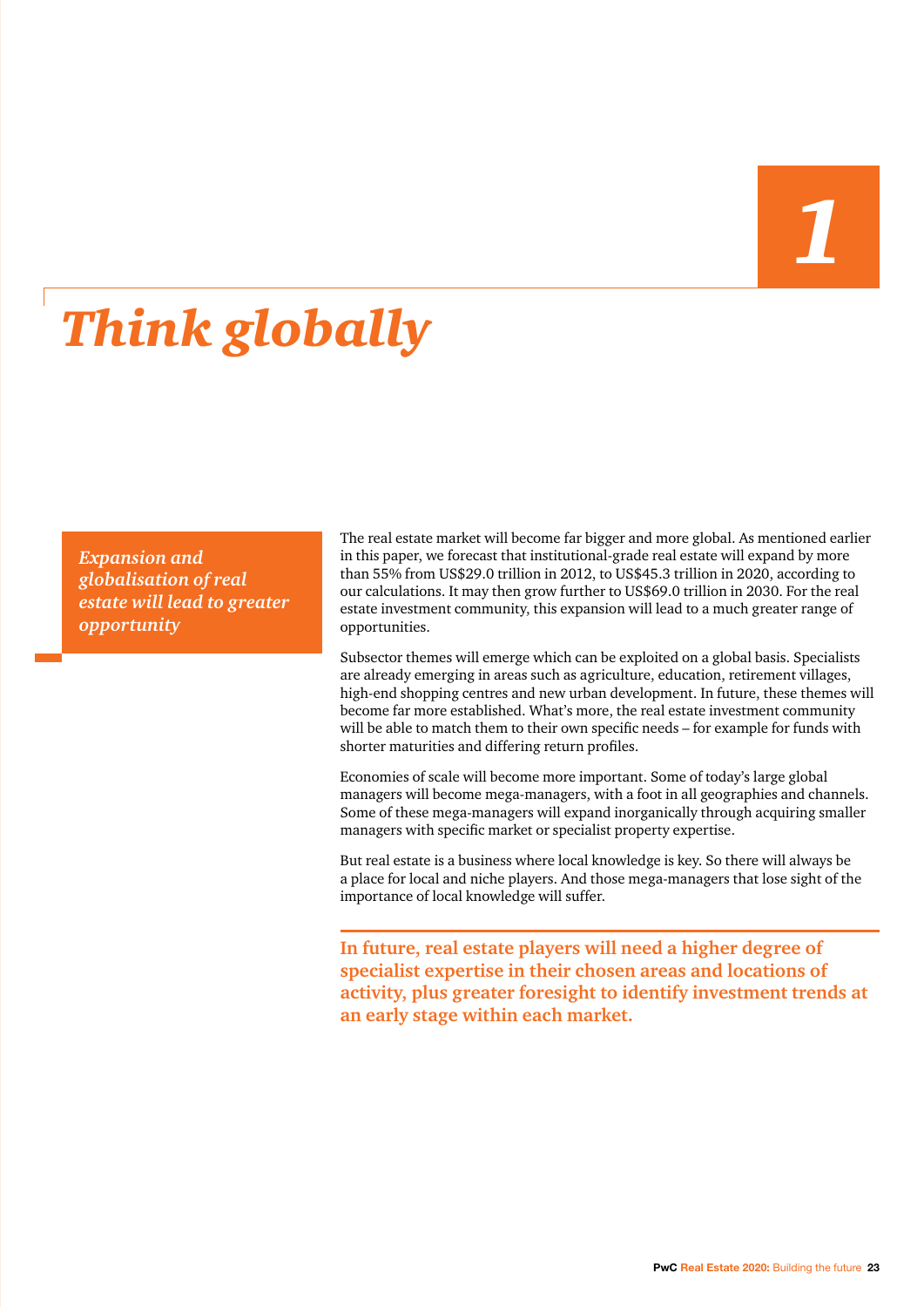1

# *Think globally*

***Expansion and globalisation of real estate will lead to greater opportunity***

The real estate market will become far bigger and more global. As mentioned earlier in this paper, we forecast that institutional-grade real estate will expand by more than 55% from US$29.0 trillion in 2012, to US$45.3 trillion in 2020, according to our calculations. It may then grow further to US$69.0 trillion in 2030. For the real estate investment community, this expansion will lead to a much greater range of opportunities.

Subsector themes will emerge which can be exploited on a global basis. Specialists are already emerging in areas such as agriculture, education, retirement villages, high-end shopping centres and new urban development. In future, these themes will become far more established. What's more, the real estate investment community will be able to match them to their own specific needs – for example for funds with shorter maturities and differing return profiles.

Economies of scale will become more important. Some of today's large global managers will become mega-managers, with a foot in all geographies and channels. Some of these mega-managers will expand inorganically through acquiring smaller managers with specific market or specialist property expertise.

But real estate is a business where local knowledge is key. So there will always be a place for local and niche players. And those mega-managers that lose sight of the importance of local knowledge will suffer.

**In future, real estate players will need a higher degree of specialist expertise in their chosen areas and locations of activity, plus greater foresight to identify investment trends at an early stage within each market.**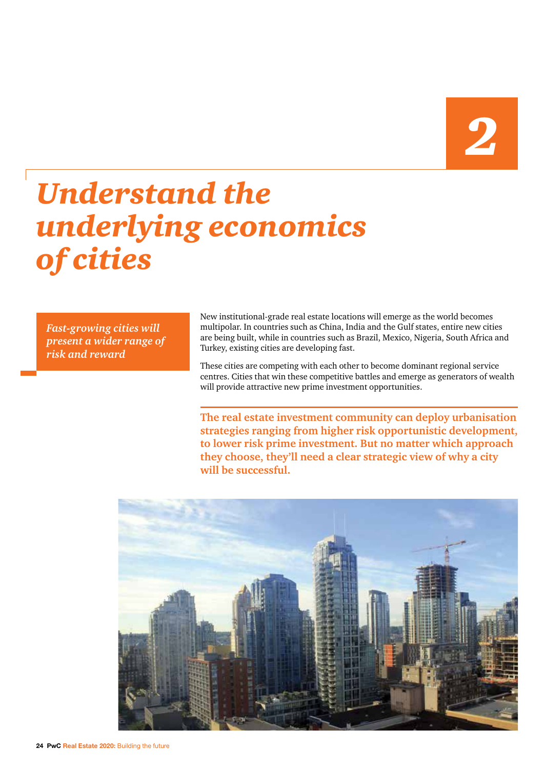2

# *Understand the underlying economics of cities*

*Fast-growing cities will present a wider range of risk and reward*

New institutional-grade real estate locations will emerge as the world becomes multipolar. In countries such as China, India and the Gulf states, entire new cities are being built, while in countries such as Brazil, Mexico, Nigeria, South Africa and Turkey, existing cities are developing fast.

These cities are competing with each other to become dominant regional service centres. Cities that win these competitive battles and emerge as generators of wealth will provide attractive new prime investment opportunities.

**The real estate investment community can deploy urbanisation strategies ranging from higher risk opportunistic development, to lower risk prime investment. But no matter which approach they choose, they'll need a clear strategic view of why a city will be successful.**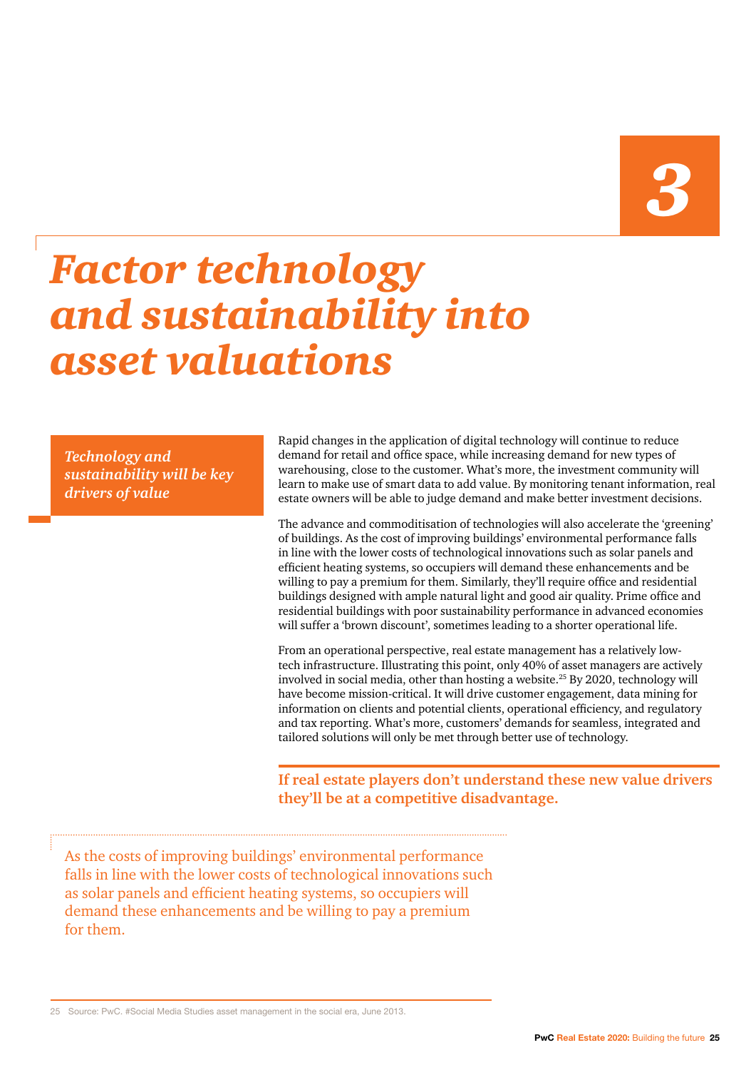3

# *Factor technology and sustainability into asset valuations*

***Technology and sustainability will be key drivers of value***

Rapid changes in the application of digital technology will continue to reduce demand for retail and office space, while increasing demand for new types of warehousing, close to the customer. What's more, the investment community will learn to make use of smart data to add value. By monitoring tenant information, real estate owners will be able to judge demand and make better investment decisions.

The advance and commoditisation of technologies will also accelerate the 'greening' of buildings. As the cost of improving buildings' environmental performance falls in line with the lower costs of technological innovations such as solar panels and efficient heating systems, so occupiers will demand these enhancements and be willing to pay a premium for them. Similarly, they'll require office and residential buildings designed with ample natural light and good air quality. Prime office and residential buildings with poor sustainability performance in advanced economies will suffer a 'brown discount', sometimes leading to a shorter operational life.

From an operational perspective, real estate management has a relatively low-tech infrastructure. Illustrating this point, only 40% of asset managers are actively involved in social media, other than hosting a website.[25] By 2020, technology will have become mission-critical. It will drive customer engagement, data mining for information on clients and potential clients, operational efficiency, and regulatory and tax reporting. What's more, customers' demands for seamless, integrated and tailored solutions will only be met through better use of technology.

**If real estate players don't understand these new value drivers they'll be at a competitive disadvantage.**

As the costs of improving buildings' environmental performance falls in line with the lower costs of technological innovations such as solar panels and efficient heating systems, so occupiers will demand these enhancements and be willing to pay a premium for them.

25 Source: PwC. #Social Media Studies asset management in the social era, June 2013.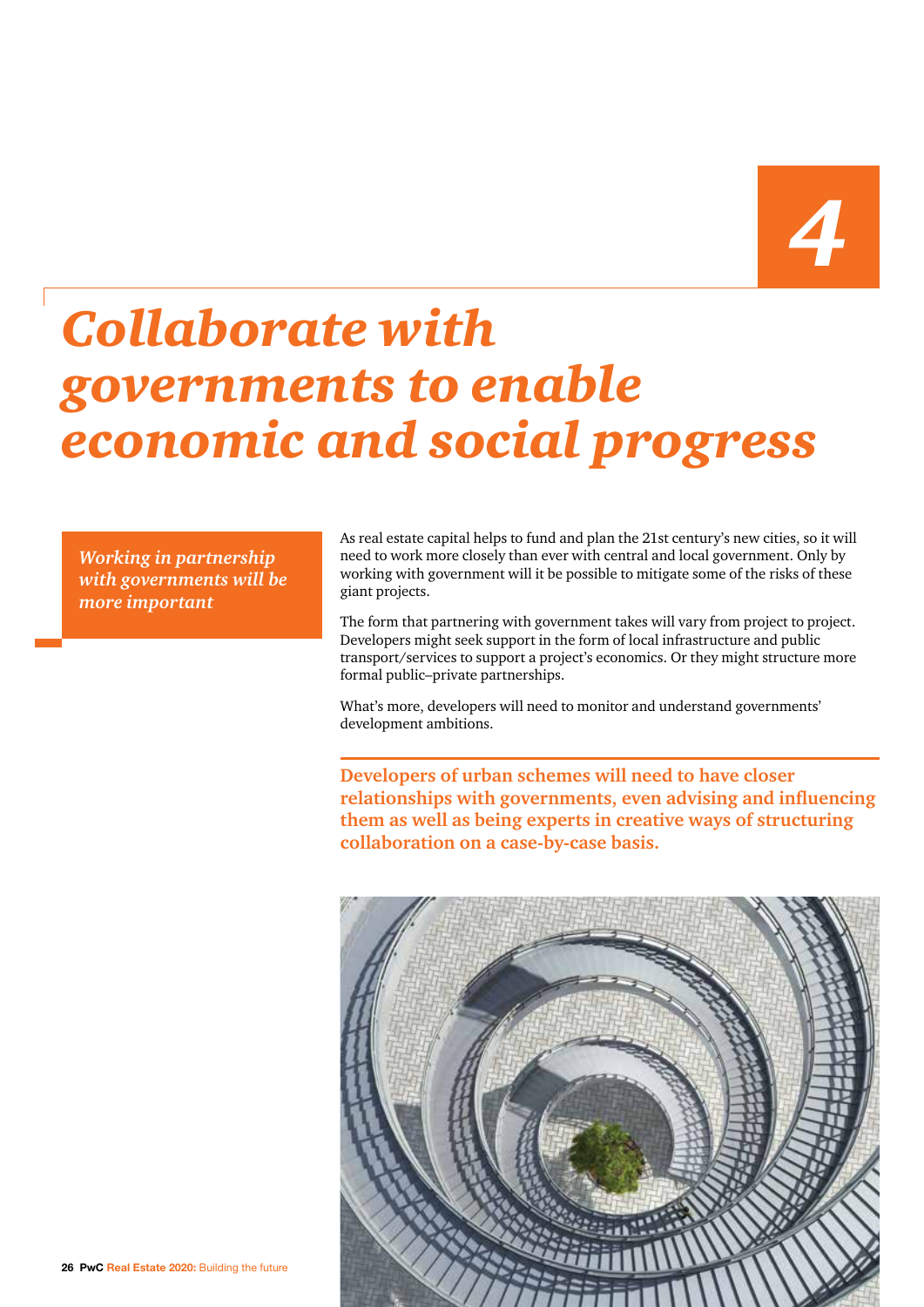4

# *Collaborate with governments to enable economic and social progress*

*Working in partnership with governments will be more important*

As real estate capital helps to fund and plan the 21st century's new cities, so it will need to work more closely than ever with central and local government. Only by working with government will it be possible to mitigate some of the risks of these giant projects.

The form that partnering with government takes will vary from project to project. Developers might seek support in the form of local infrastructure and public transport/services to support a project's economics. Or they might structure more formal public–private partnerships.

What's more, developers will need to monitor and understand governments' development ambitions.

**Developers of urban schemes will need to have closer relationships with governments, even advising and influencing them as well as being experts in creative ways of structuring collaboration on a case-by-case basis.**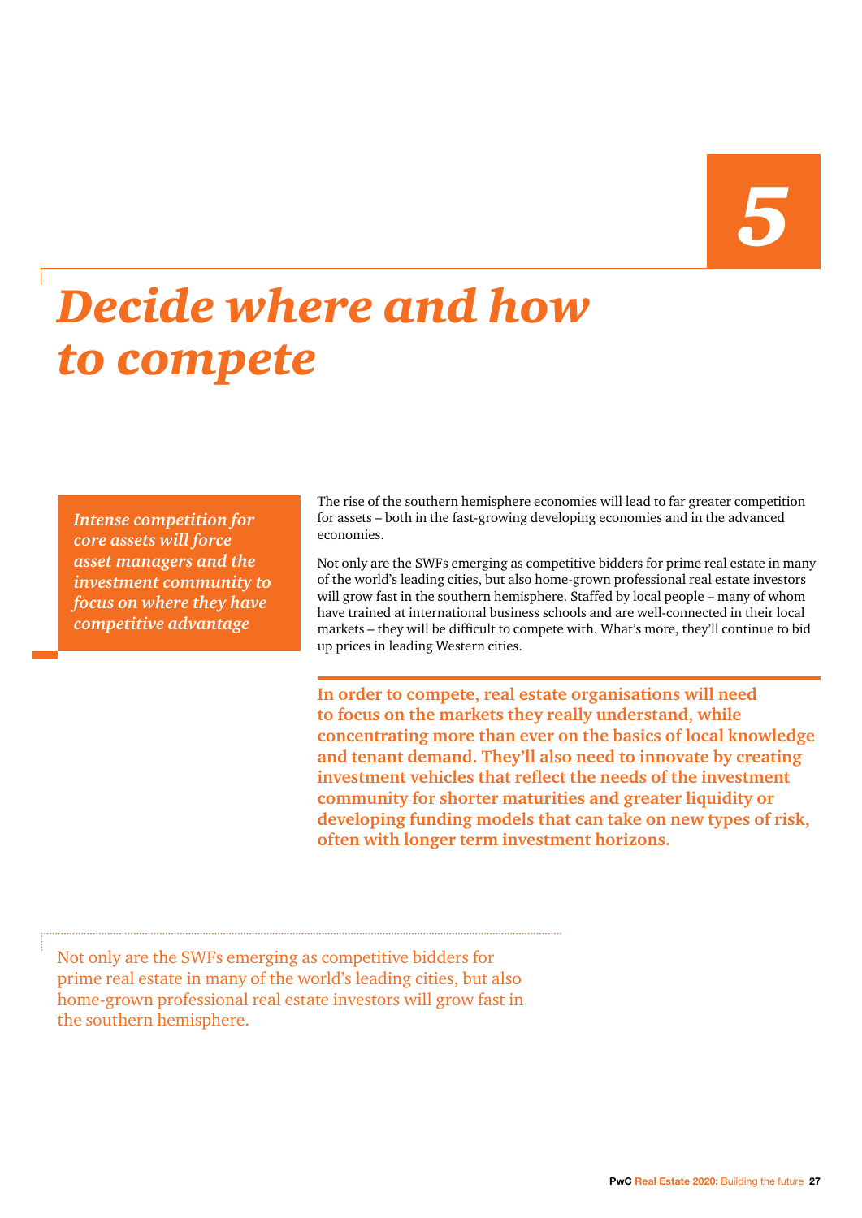# 5

# *Decide where and how to compete*

***Intense competition for core assets will force asset managers and the investment community to focus on where they have competitive advantage***

The rise of the southern hemisphere economies will lead to far greater competition for assets – both in the fast-growing developing economies and in the advanced economies.

Not only are the SWFs emerging as competitive bidders for prime real estate in many of the world's leading cities, but also home-grown professional real estate investors will grow fast in the southern hemisphere. Staffed by local people – many of whom have trained at international business schools and are well-connected in their local markets – they will be difficult to compete with. What's more, they'll continue to bid up prices in leading Western cities.

**In order to compete, real estate organisations will need to focus on the markets they really understand, while concentrating more than ever on the basics of local knowledge and tenant demand. They'll also need to innovate by creating investment vehicles that reflect the needs of the investment community for shorter maturities and greater liquidity or developing funding models that can take on new types of risk, often with longer term investment horizons.**

Not only are the SWFs emerging as competitive bidders for prime real estate in many of the world's leading cities, but also home-grown professional real estate investors will grow fast in the southern hemisphere.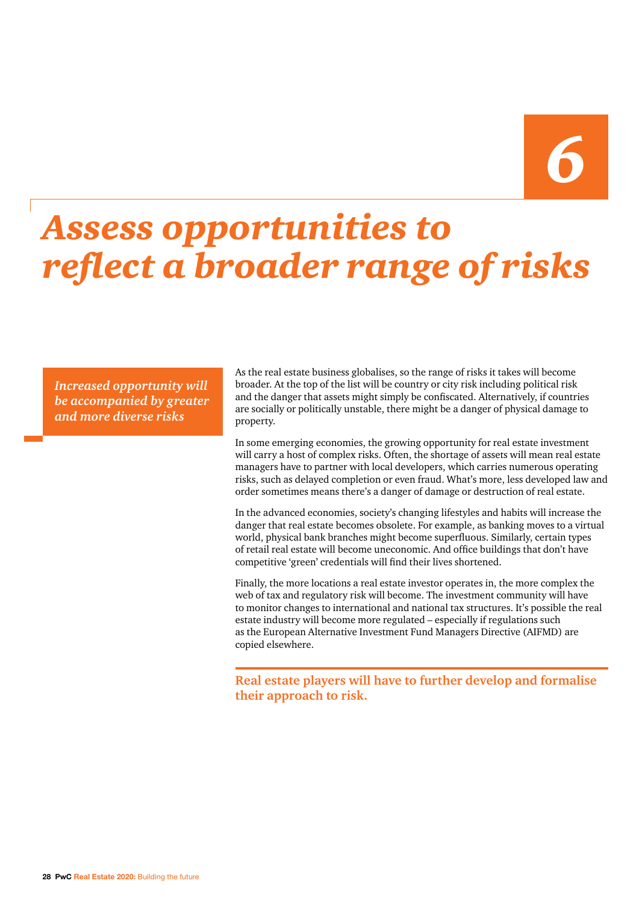6

# *Assess opportunities to reflect a broader range of risks*

***Increased opportunity will be accompanied by greater and more diverse risks***

As the real estate business globalises, so the range of risks it takes will become broader. At the top of the list will be country or city risk including political risk and the danger that assets might simply be confiscated. Alternatively, if countries are socially or politically unstable, there might be a danger of physical damage to property.

In some emerging economies, the growing opportunity for real estate investment will carry a host of complex risks. Often, the shortage of assets will mean real estate managers have to partner with local developers, which carries numerous operating risks, such as delayed completion or even fraud. What's more, less developed law and order sometimes means there's a danger of damage or destruction of real estate.

In the advanced economies, society's changing lifestyles and habits will increase the danger that real estate becomes obsolete. For example, as banking moves to a virtual world, physical bank branches might become superfluous. Similarly, certain types of retail real estate will become uneconomic. And office buildings that don't have competitive 'green' credentials will find their lives shortened.

Finally, the more locations a real estate investor operates in, the more complex the web of tax and regulatory risk will become. The investment community will have to monitor changes to international and national tax structures. It's possible the real estate industry will become more regulated – especially if regulations such as the European Alternative Investment Fund Managers Directive (AIFMD) are copied elsewhere.

**Real estate players will have to further develop and formalise their approach to risk.**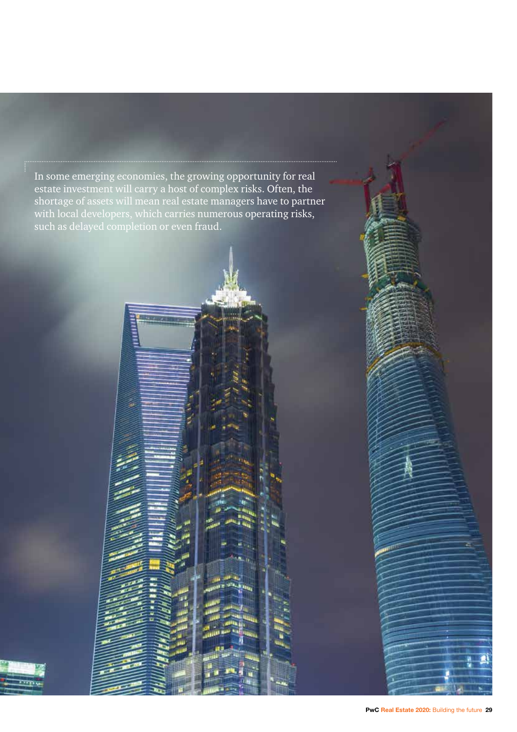In some emerging economies, the growing opportunity for real estate investment will carry a host of complex risks. Often, the shortage of assets will mean real estate managers have to partner with local developers, which carries numerous operating risks, such as delayed completion or even fraud.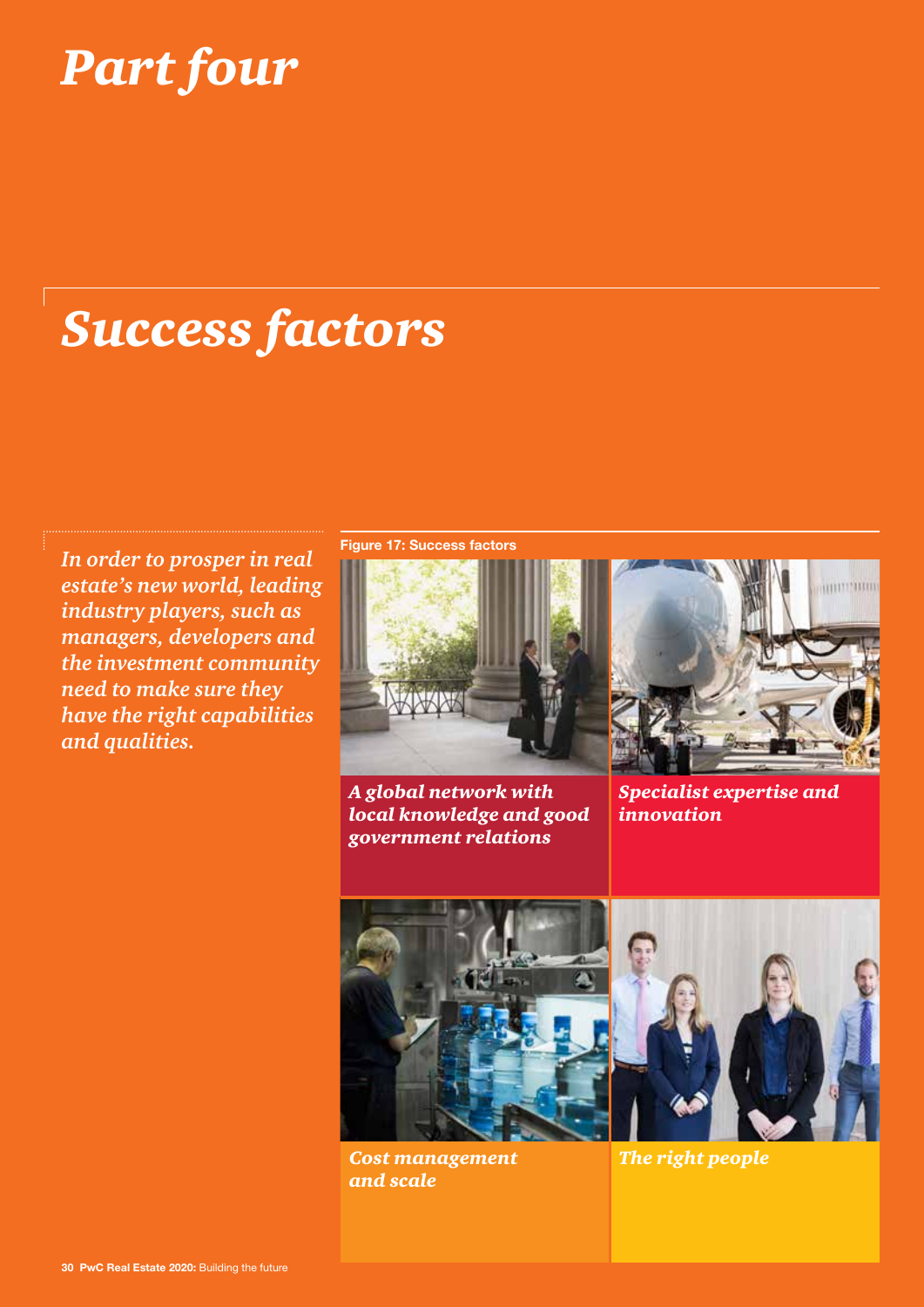# *Part four*

## *Success factors*

*In order to prosper in real estate's new world, leading industry players, such as managers, developers and the investment community need to make sure they have the right capabilities and qualities.*

**Figure 17: Success factors**

*A global network with local knowledge and good government relations*

*Specialist expertise and innovation*

*Cost management and scale*

*The right people*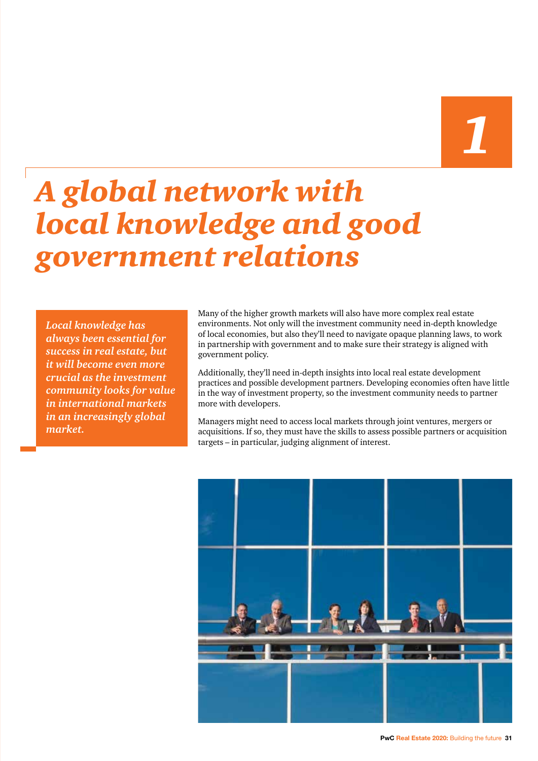# 1

# *A global network with local knowledge and good government relations*

***Local knowledge has always been essential for success in real estate, but it will become even more crucial as the investment community looks for value in international markets in an increasingly global market.***

Many of the higher growth markets will also have more complex real estate environments. Not only will the investment community need in-depth knowledge of local economies, but also they'll need to navigate opaque planning laws, to work in partnership with government and to make sure their strategy is aligned with government policy.

Additionally, they'll need in-depth insights into local real estate development practices and possible development partners. Developing economies often have little in the way of investment property, so the investment community needs to partner more with developers.

Managers might need to access local markets through joint ventures, mergers or acquisitions. If so, they must have the skills to assess possible partners or acquisition targets – in particular, judging alignment of interest.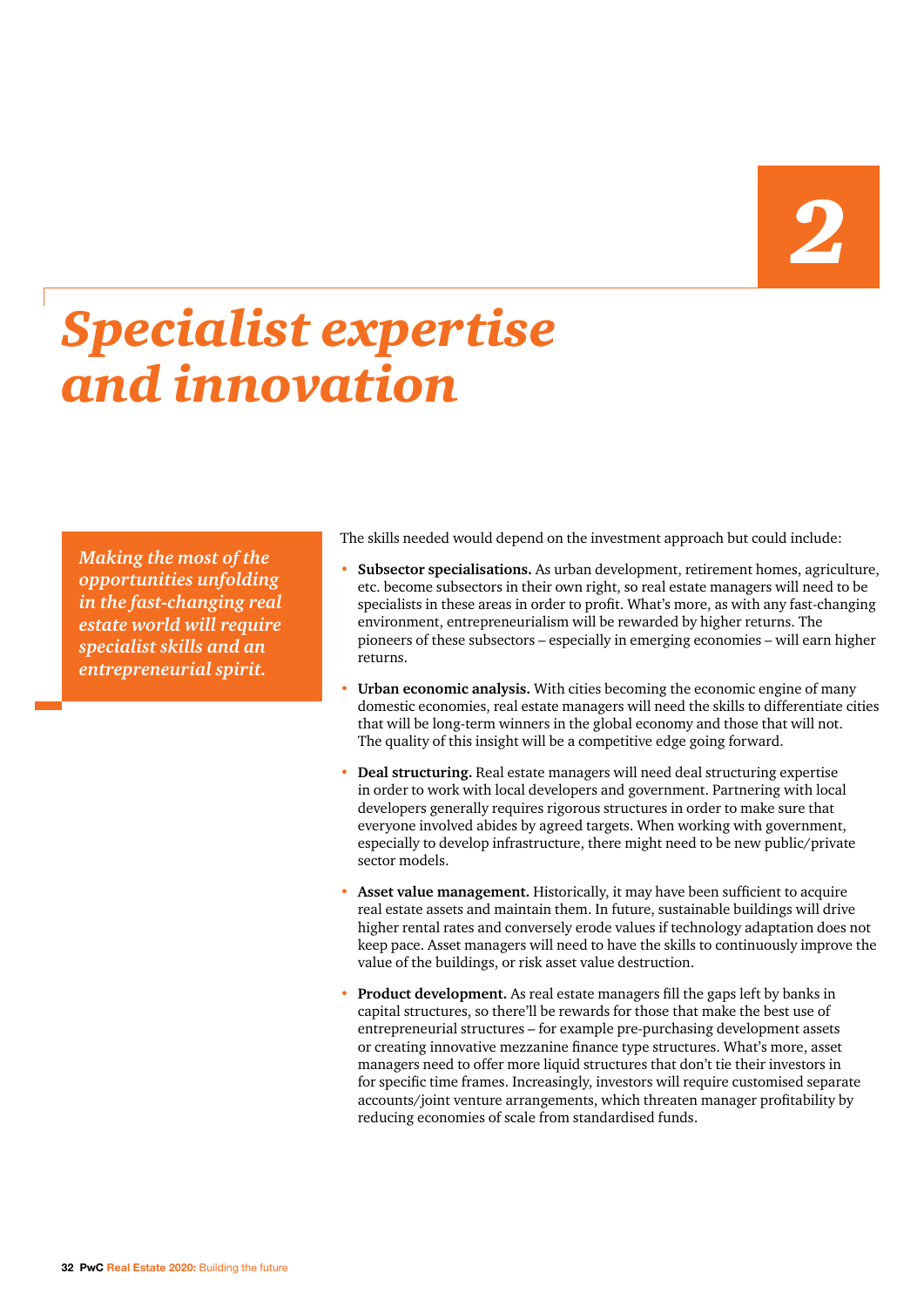2

# *Specialist expertise and innovation*

*Making the most of the opportunities unfolding in the fast-changing real estate world will require specialist skills and an entrepreneurial spirit.*

The skills needed would depend on the investment approach but could include:

- **Subsector specialisations.** As urban development, retirement homes, agriculture, etc. become subsectors in their own right, so real estate managers will need to be specialists in these areas in order to profit. What's more, as with any fast-changing environment, entrepreneurialism will be rewarded by higher returns. The pioneers of these subsectors – especially in emerging economies – will earn higher returns.

- **Urban economic analysis.** With cities becoming the economic engine of many domestic economies, real estate managers will need the skills to differentiate cities that will be long-term winners in the global economy and those that will not. The quality of this insight will be a competitive edge going forward.

- **Deal structuring.** Real estate managers will need deal structuring expertise in order to work with local developers and government. Partnering with local developers generally requires rigorous structures in order to make sure that everyone involved abides by agreed targets. When working with government, especially to develop infrastructure, there might need to be new public/private sector models.

- **Asset value management.** Historically, it may have been sufficient to acquire real estate assets and maintain them. In future, sustainable buildings will drive higher rental rates and conversely erode values if technology adaptation does not keep pace. Asset managers will need to have the skills to continuously improve the value of the buildings, or risk asset value destruction.

- **Product development.** As real estate managers fill the gaps left by banks in capital structures, so there'll be rewards for those that make the best use of entrepreneurial structures – for example pre-purchasing development assets or creating innovative mezzanine finance type structures. What's more, asset managers need to offer more liquid structures that don't tie their investors in for specific time frames. Increasingly, investors will require customised separate accounts/joint venture arrangements, which threaten manager profitability by reducing economies of scale from standardised funds.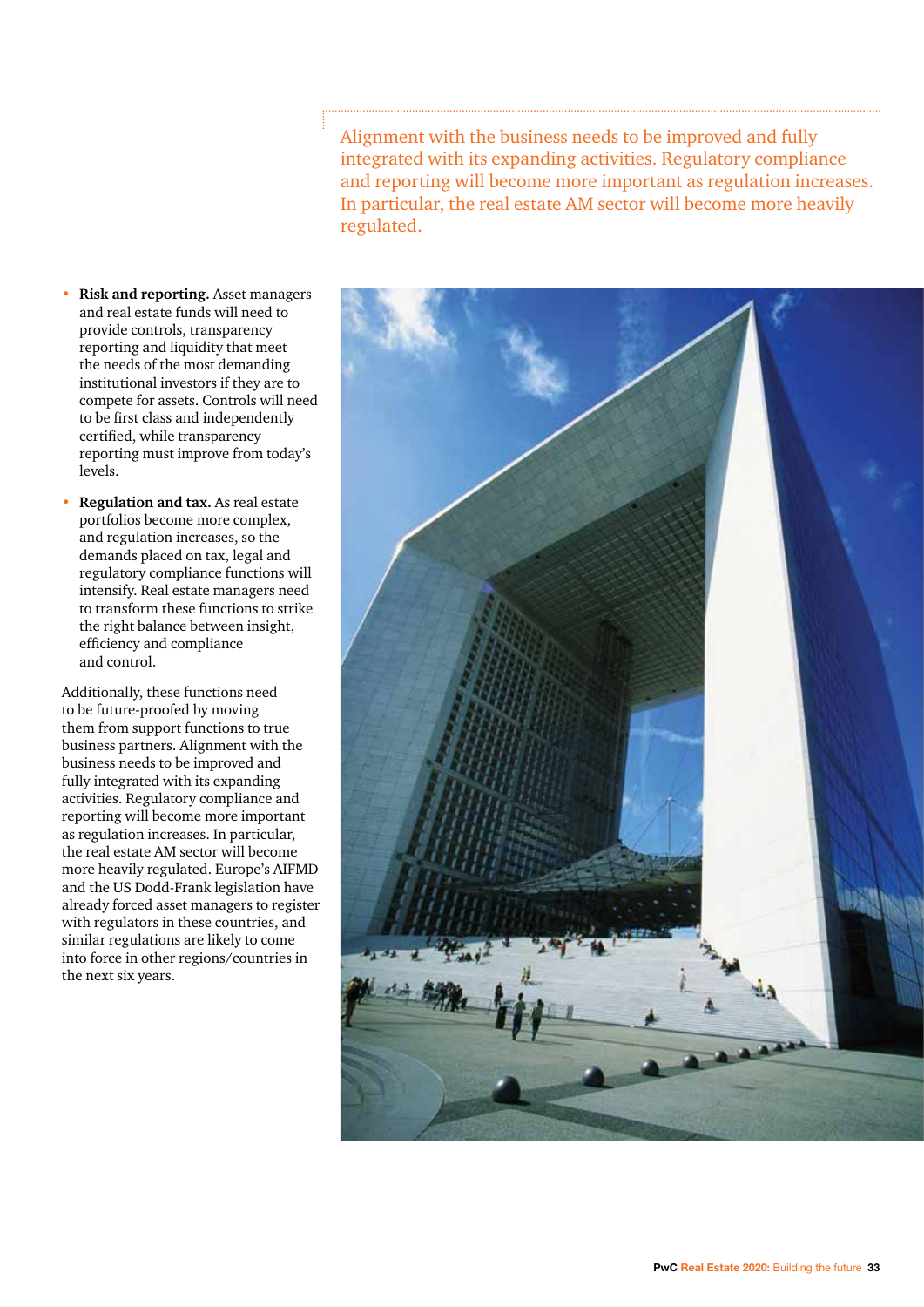> Alignment with the business needs to be improved and fully integrated with its expanding activities. Regulatory compliance and reporting will become more important as regulation increases. In particular, the real estate AM sector will become more heavily regulated.

- **Risk and reporting.** Asset managers and real estate funds will need to provide controls, transparency reporting and liquidity that meet the needs of the most demanding institutional investors if they are to compete for assets. Controls will need to be first class and independently certified, while transparency reporting must improve from today's levels.
- **Regulation and tax.** As real estate portfolios become more complex, and regulation increases, so the demands placed on tax, legal and regulatory compliance functions will intensify. Real estate managers need to transform these functions to strike the right balance between insight, efficiency and compliance and control.

Additionally, these functions need to be future-proofed by moving them from support functions to true business partners. Alignment with the business needs to be improved and fully integrated with its expanding activities. Regulatory compliance and reporting will become more important as regulation increases. In particular, the real estate AM sector will become more heavily regulated. Europe's AIFMD and the US Dodd-Frank legislation have already forced asset managers to register with regulators in these countries, and similar regulations are likely to come into force in other regions/countries in the next six years.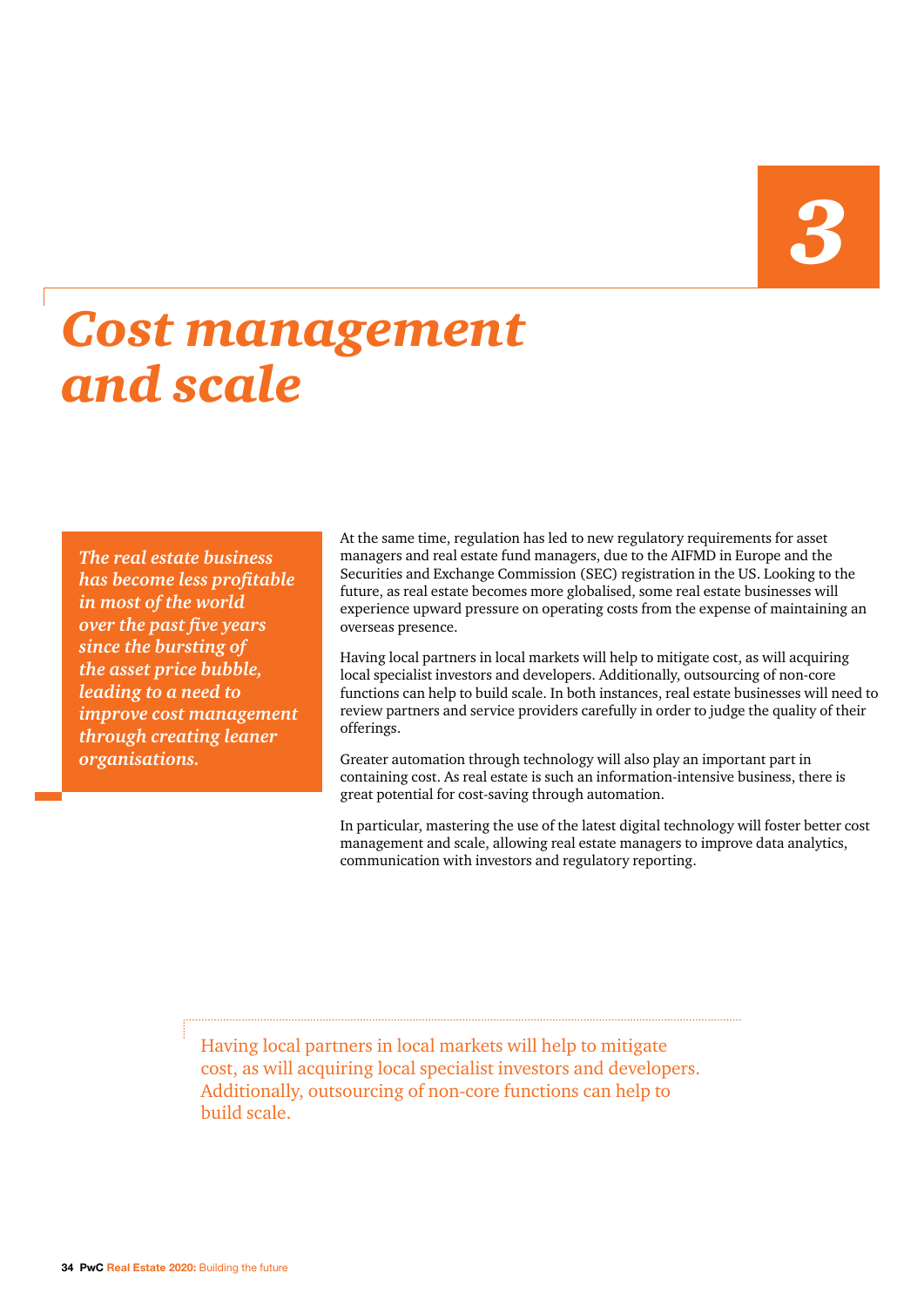3

# *Cost management and scale*

***The real estate business has become less profitable in most of the world over the past five years since the bursting of the asset price bubble, leading to a need to improve cost management through creating leaner organisations.***

At the same time, regulation has led to new regulatory requirements for asset managers and real estate fund managers, due to the AIFMD in Europe and the Securities and Exchange Commission (SEC) registration in the US. Looking to the future, as real estate becomes more globalised, some real estate businesses will experience upward pressure on operating costs from the expense of maintaining an overseas presence.

Having local partners in local markets will help to mitigate cost, as will acquiring local specialist investors and developers. Additionally, outsourcing of non-core functions can help to build scale. In both instances, real estate businesses will need to review partners and service providers carefully in order to judge the quality of their offerings.

Greater automation through technology will also play an important part in containing cost. As real estate is such an information-intensive business, there is great potential for cost-saving through automation.

In particular, mastering the use of the latest digital technology will foster better cost management and scale, allowing real estate managers to improve data analytics, communication with investors and regulatory reporting.

> Having local partners in local markets will help to mitigate cost, as will acquiring local specialist investors and developers. Additionally, outsourcing of non-core functions can help to build scale.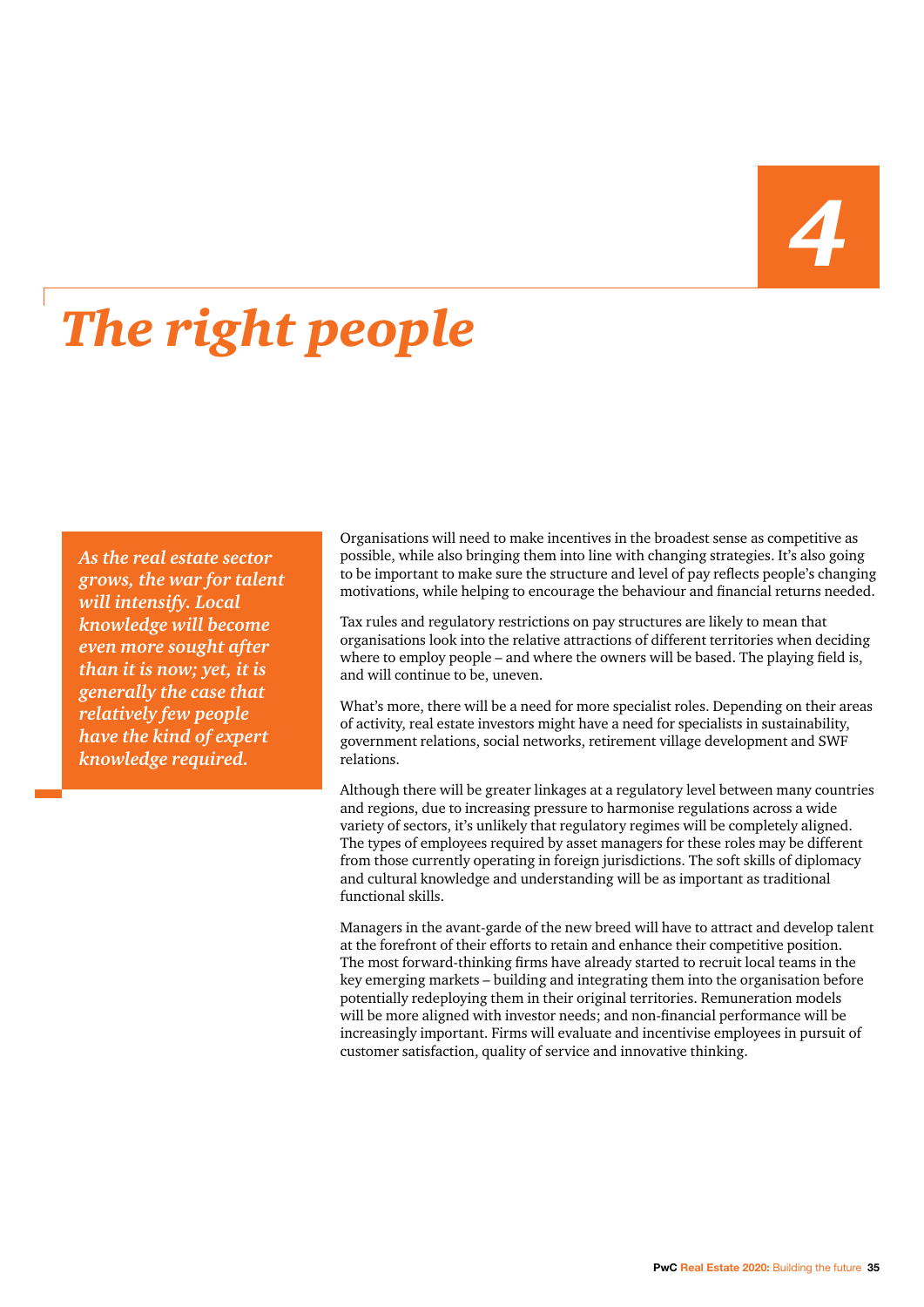# 4

# *The right people*

***As the real estate sector grows, the war for talent will intensify. Local knowledge will become even more sought after than it is now; yet, it is generally the case that relatively few people have the kind of expert knowledge required.***

Organisations will need to make incentives in the broadest sense as competitive as possible, while also bringing them into line with changing strategies. It's also going to be important to make sure the structure and level of pay reflects people's changing motivations, while helping to encourage the behaviour and financial returns needed.

Tax rules and regulatory restrictions on pay structures are likely to mean that organisations look into the relative attractions of different territories when deciding where to employ people – and where the owners will be based. The playing field is, and will continue to be, uneven.

What's more, there will be a need for more specialist roles. Depending on their areas of activity, real estate investors might have a need for specialists in sustainability, government relations, social networks, retirement village development and SWF relations.

Although there will be greater linkages at a regulatory level between many countries and regions, due to increasing pressure to harmonise regulations across a wide variety of sectors, it's unlikely that regulatory regimes will be completely aligned. The types of employees required by asset managers for these roles may be different from those currently operating in foreign jurisdictions. The soft skills of diplomacy and cultural knowledge and understanding will be as important as traditional functional skills.

Managers in the avant-garde of the new breed will have to attract and develop talent at the forefront of their efforts to retain and enhance their competitive position. The most forward-thinking firms have already started to recruit local teams in the key emerging markets – building and integrating them into the organisation before potentially redeploying them in their original territories. Remuneration models will be more aligned with investor needs; and non-financial performance will be increasingly important. Firms will evaluate and incentivise employees in pursuit of customer satisfaction, quality of service and innovative thinking.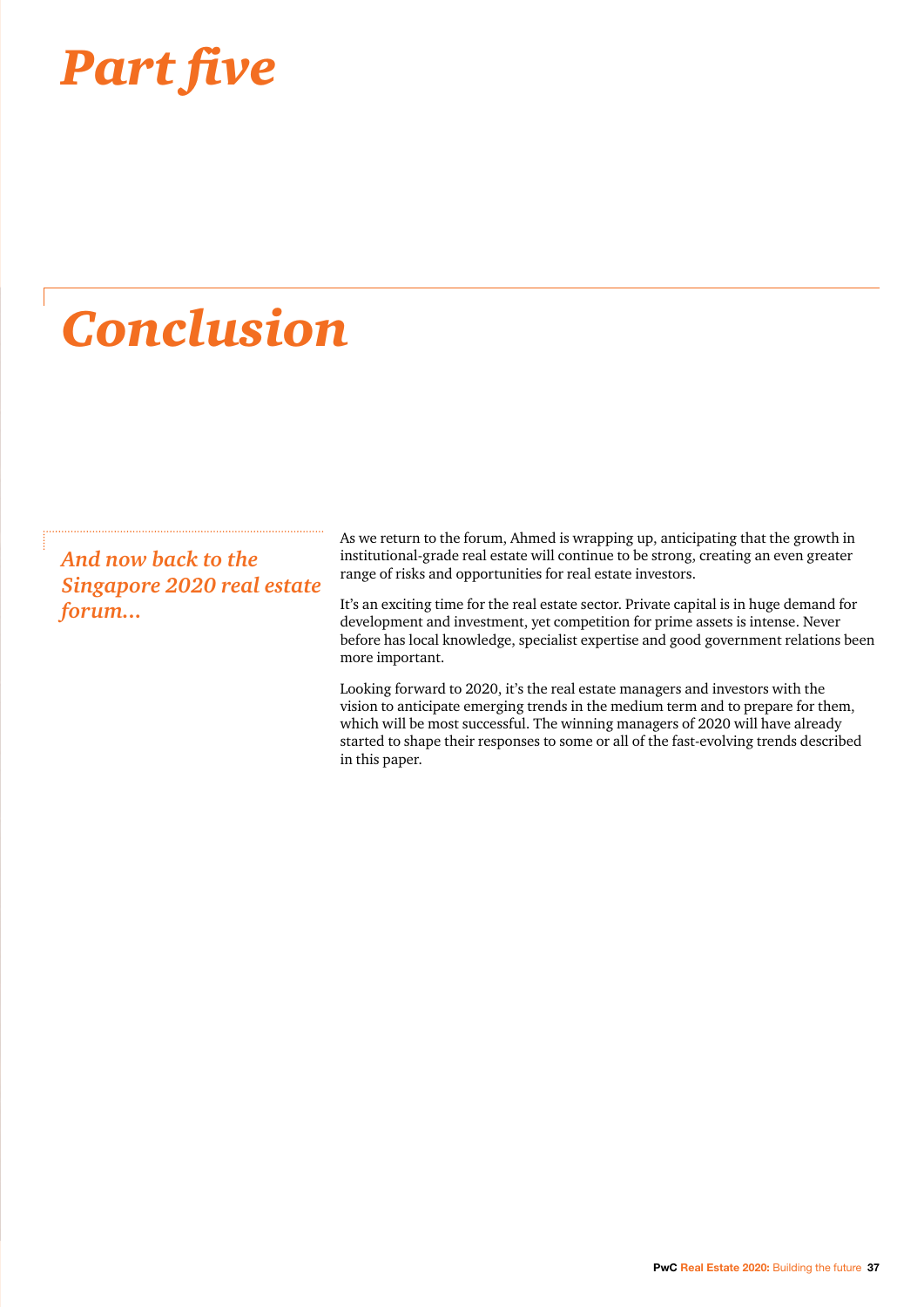# *Part five*

# *Conclusion*

*And now back to the Singapore 2020 real estate forum...*

As we return to the forum, Ahmed is wrapping up, anticipating that the growth in institutional-grade real estate will continue to be strong, creating an even greater range of risks and opportunities for real estate investors.

It's an exciting time for the real estate sector. Private capital is in huge demand for development and investment, yet competition for prime assets is intense. Never before has local knowledge, specialist expertise and good government relations been more important.

Looking forward to 2020, it's the real estate managers and investors with the vision to anticipate emerging trends in the medium term and to prepare for them, which will be most successful. The winning managers of 2020 will have already started to shape their responses to some or all of the fast-evolving trends described in this paper.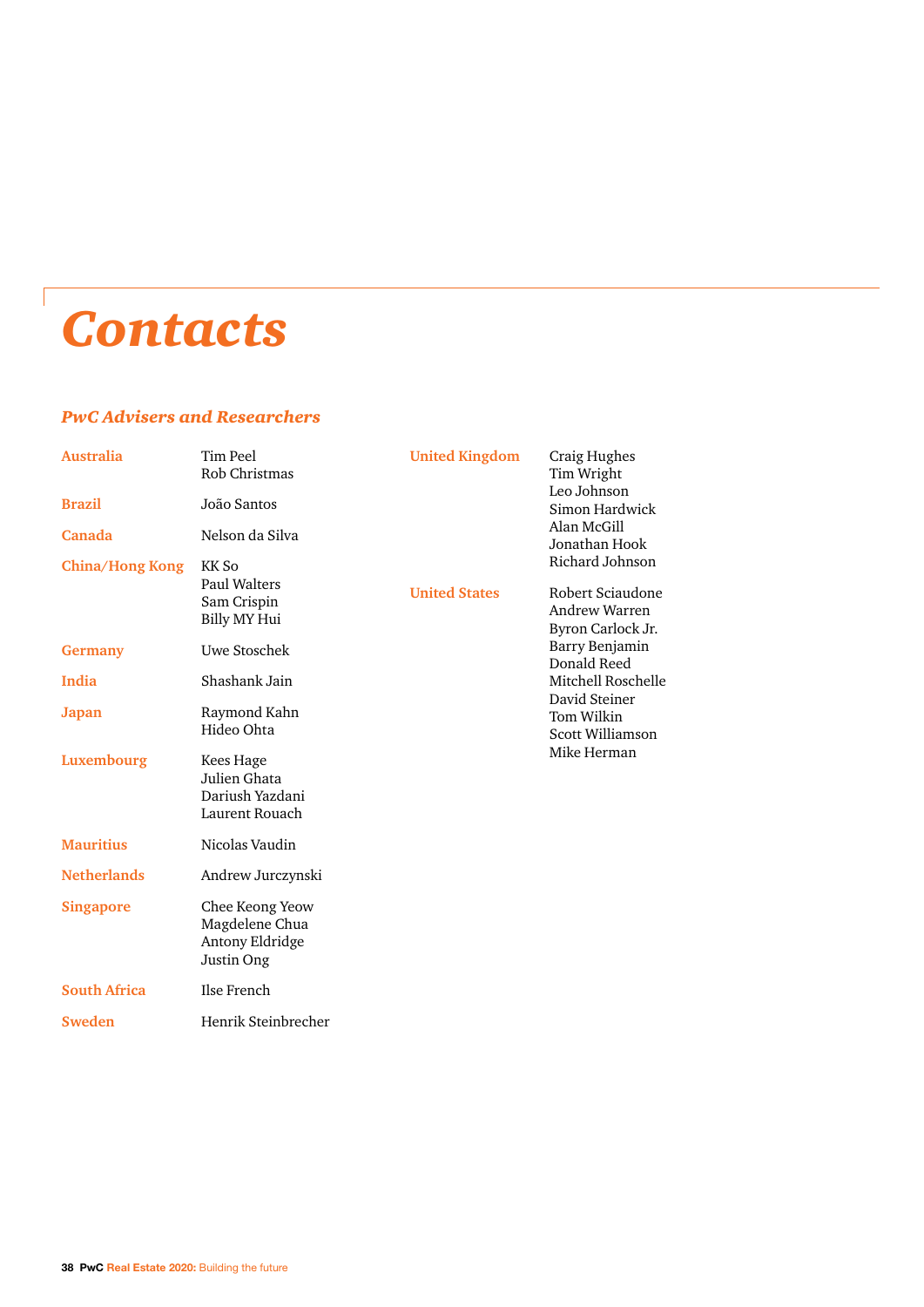# Contacts

## PwC Advisers and Researchers

**Australia**
Tim Peel
Rob Christmas

**Brazil**
João Santos

**Canada**
Nelson da Silva

**China/Hong Kong**
KK So
Paul Walters
Sam Crispin
Billy MY Hui

**Germany**
Uwe Stoschek

**India**
Shashank Jain

**Japan**
Raymond Kahn
Hideo Ohta

**Luxembourg**
Kees Hage
Julien Ghata
Dariush Yazdani
Laurent Rouach

**Mauritius**
Nicolas Vaudin

**Netherlands**
Andrew Jurczynski

**Singapore**
Chee Keong Yeow
Magdelene Chua
Antony Eldridge
Justin Ong

**South Africa**
Ilse French

**Sweden**
Henrik Steinbrecher

**United Kingdom**
Craig Hughes
Tim Wright
Leo Johnson
Simon Hardwick
Alan McGill
Jonathan Hook
Richard Johnson

**United States**
Robert Sciaudone
Andrew Warren
Byron Carlock Jr.
Barry Benjamin
Donald Reed
Mitchell Roschelle
David Steiner
Tom Wilkin
Scott Williamson
Mike Herman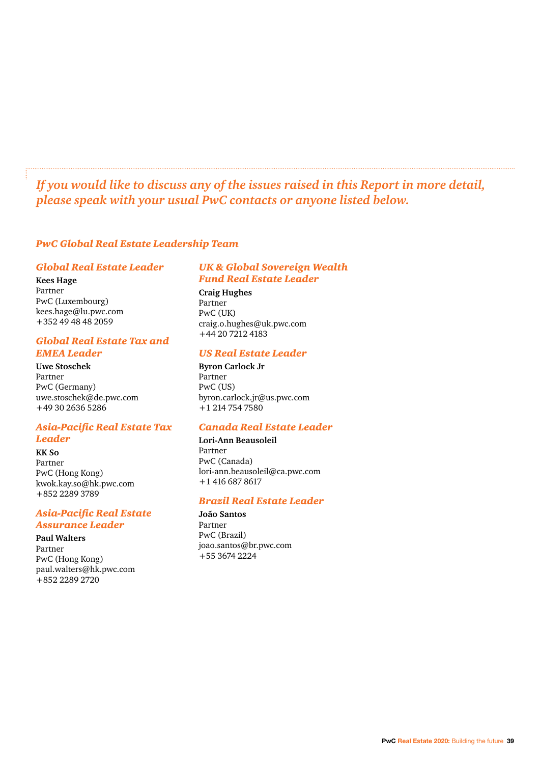*If you would like to discuss any of the issues raised in this Report in more detail, please speak with your usual PwC contacts or anyone listed below.*

## PwC Global Real Estate Leadership Team

### Global Real Estate Leader

**Kees Hage**
Partner
PwC (Luxembourg)
kees.hage@lu.pwc.com
+352 49 48 48 2059

### Global Real Estate Tax and EMEA Leader

**Uwe Stoschek**
Partner
PwC (Germany)
uwe.stoschek@de.pwc.com
+49 30 2636 5286

### Asia-Pacific Real Estate Tax Leader

**KK So**
Partner
PwC (Hong Kong)
kwok.kay.so@hk.pwc.com
+852 2289 3789

### Asia-Pacific Real Estate Assurance Leader

**Paul Walters**
Partner
PwC (Hong Kong)
paul.walters@hk.pwc.com
+852 2289 2720

### UK & Global Sovereign Wealth Fund Real Estate Leader

**Craig Hughes**
Partner
PwC (UK)
craig.o.hughes@uk.pwc.com
+44 20 7212 4183

### US Real Estate Leader

**Byron Carlock Jr**
Partner
PwC (US)
byron.carlock.jr@us.pwc.com
+1 214 754 7580

### Canada Real Estate Leader

**Lori-Ann Beausoleil**
Partner
PwC (Canada)
lori-ann.beausoleil@ca.pwc.com
+1 416 687 8617

### Brazil Real Estate Leader

**João Santos**
Partner
PwC (Brazil)
joao.santos@br.pwc.com
+55 3674 2224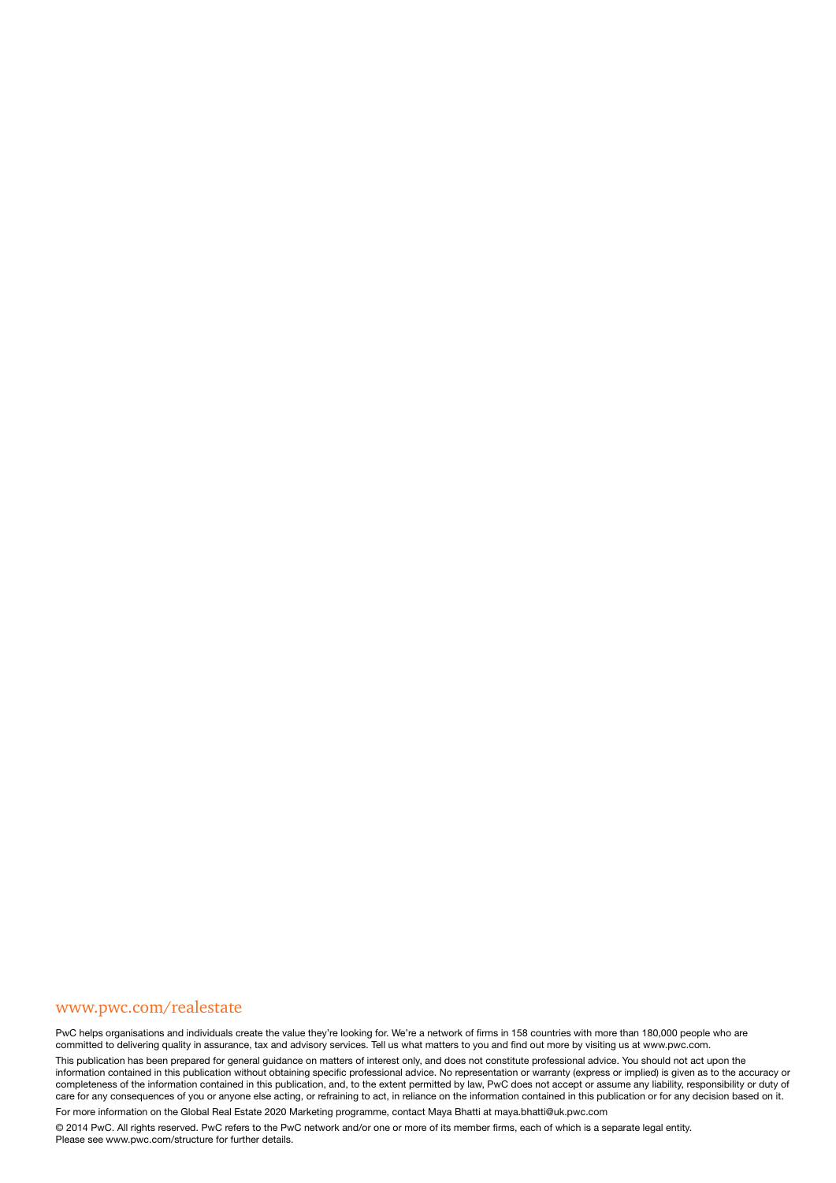www.pwc.com/realestate

PwC helps organisations and individuals create the value they're looking for. We're a network of firms in 158 countries with more than 180,000 people who are committed to delivering quality in assurance, tax and advisory services. Tell us what matters to you and find out more by visiting us at www.pwc.com.

This publication has been prepared for general guidance on matters of interest only, and does not constitute professional advice. You should not act upon the information contained in this publication without obtaining specific professional advice. No representation or warranty (express or implied) is given as to the accuracy or completeness of the information contained in this publication, and, to the extent permitted by law, PwC does not accept or assume any liability, responsibility or duty of care for any consequences of you or anyone else acting, or refraining to act, in reliance on the information contained in this publication or for any decision based on it.

For more information on the Global Real Estate 2020 Marketing programme, contact Maya Bhatti at maya.bhatti@uk.pwc.com

© 2014 PwC. All rights reserved. PwC refers to the PwC network and/or one or more of its member firms, each of which is a separate legal entity. Please see www.pwc.com/structure for further details.